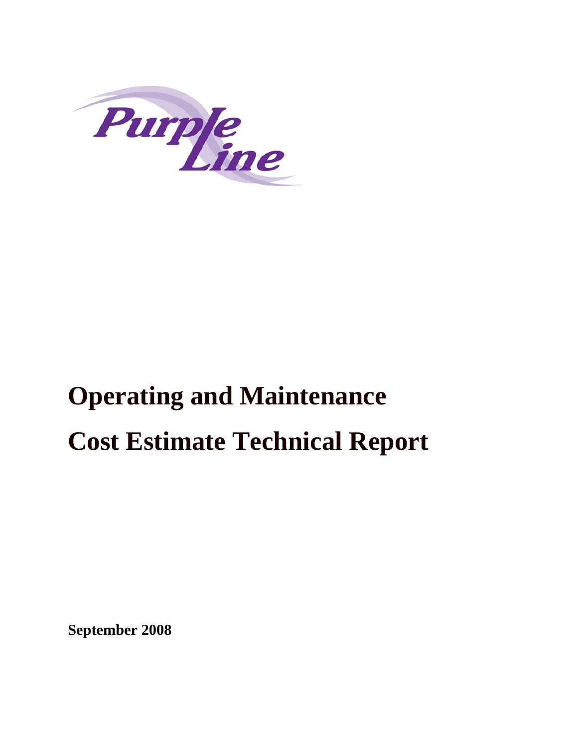Purple Line

# Operating and Maintenance Cost Estimate Technical Report

**September 2008**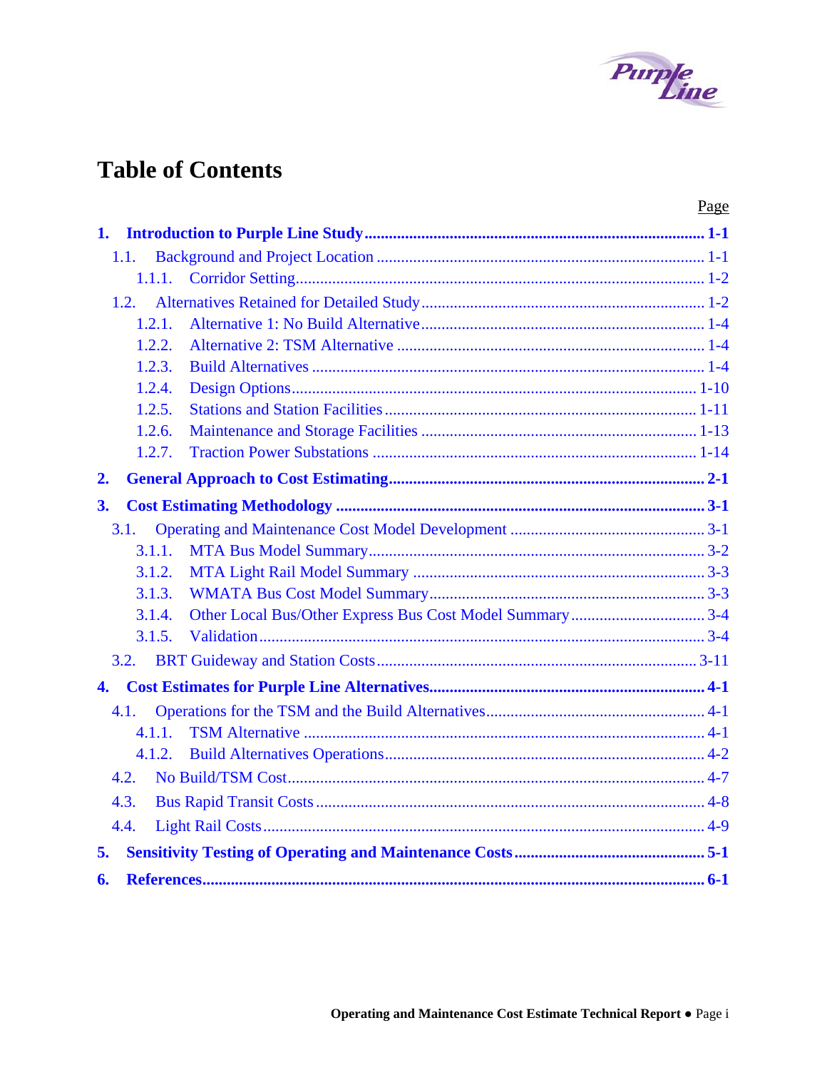# Table of Contents

| | Page |
|---|---|
| **1. Introduction to Purple Line Study** | **1-1** |
| 1.1. Background and Project Location | 1-1 |
| 1.1.1. Corridor Setting | 1-2 |
| 1.2. Alternatives Retained for Detailed Study | 1-2 |
| 1.2.1. Alternative 1: No Build Alternative | 1-4 |
| 1.2.2. Alternative 2: TSM Alternative | 1-4 |
| 1.2.3. Build Alternatives | 1-4 |
| 1.2.4. Design Options | 1-10 |
| 1.2.5. Stations and Station Facilities | 1-11 |
| 1.2.6. Maintenance and Storage Facilities | 1-13 |
| 1.2.7. Traction Power Substations | 1-14 |
| **2. General Approach to Cost Estimating** | **2-1** |
| **3. Cost Estimating Methodology** | **3-1** |
| 3.1. Operating and Maintenance Cost Model Development | 3-1 |
| 3.1.1. MTA Bus Model Summary | 3-2 |
| 3.1.2. MTA Light Rail Model Summary | 3-3 |
| 3.1.3. WMATA Bus Cost Model Summary | 3-3 |
| 3.1.4. Other Local Bus/Other Express Bus Cost Model Summary | 3-4 |
| 3.1.5. Validation | 3-4 |
| 3.2. BRT Guideway and Station Costs | 3-11 |
| **4. Cost Estimates for Purple Line Alternatives** | **4-1** |
| 4.1. Operations for the TSM and the Build Alternatives | 4-1 |
| 4.1.1. TSM Alternative | 4-1 |
| 4.1.2. Build Alternatives Operations | 4-2 |
| 4.2. No Build/TSM Cost | 4-7 |
| 4.3. Bus Rapid Transit Costs | 4-8 |
| 4.4. Light Rail Costs | 4-9 |
| **5. Sensitivity Testing of Operating and Maintenance Costs** | **5-1** |
| **6. References** | **6-1** |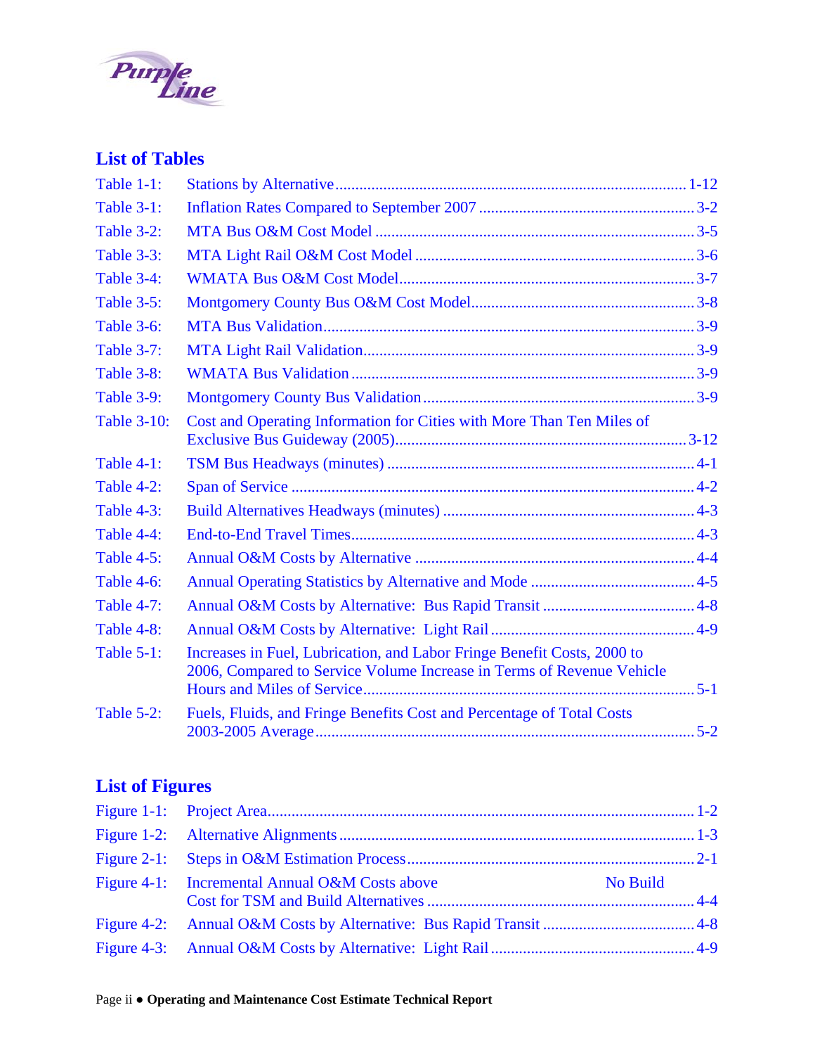## List of Tables

| | | |
|---|---|---|
| Table 1-1: | Stations by Alternative | 1-12 |
| Table 3-1: | Inflation Rates Compared to September 2007 | 3-2 |
| Table 3-2: | MTA Bus O&M Cost Model | 3-5 |
| Table 3-3: | MTA Light Rail O&M Cost Model | 3-6 |
| Table 3-4: | WMATA Bus O&M Cost Model | 3-7 |
| Table 3-5: | Montgomery County Bus O&M Cost Model | 3-8 |
| Table 3-6: | MTA Bus Validation | 3-9 |
| Table 3-7: | MTA Light Rail Validation | 3-9 |
| Table 3-8: | WMATA Bus Validation | 3-9 |
| Table 3-9: | Montgomery County Bus Validation | 3-9 |
| Table 3-10: | Cost and Operating Information for Cities with More Than Ten Miles of Exclusive Bus Guideway (2005) | 3-12 |
| Table 4-1: | TSM Bus Headways (minutes) | 4-1 |
| Table 4-2: | Span of Service | 4-2 |
| Table 4-3: | Build Alternatives Headways (minutes) | 4-3 |
| Table 4-4: | End-to-End Travel Times | 4-3 |
| Table 4-5: | Annual O&M Costs by Alternative | 4-4 |
| Table 4-6: | Annual Operating Statistics by Alternative and Mode | 4-5 |
| Table 4-7: | Annual O&M Costs by Alternative: Bus Rapid Transit | 4-8 |
| Table 4-8: | Annual O&M Costs by Alternative: Light Rail | 4-9 |
| Table 5-1: | Increases in Fuel, Lubrication, and Labor Fringe Benefit Costs, 2000 to 2006, Compared to Service Volume Increase in Terms of Revenue Vehicle Hours and Miles of Service | 5-1 |
| Table 5-2: | Fuels, Fluids, and Fringe Benefits Cost and Percentage of Total Costs 2003-2005 Average | 5-2 |

## List of Figures

| | | |
|---|---|---|
| Figure 1-1: | Project Area | 1-2 |
| Figure 1-2: | Alternative Alignments | 1-3 |
| Figure 2-1: | Steps in O&M Estimation Process | 2-1 |
| Figure 4-1: | Incremental Annual O&M Costs above No Build Cost for TSM and Build Alternatives | 4-4 |
| Figure 4-2: | Annual O&M Costs by Alternative: Bus Rapid Transit | 4-8 |
| Figure 4-3: | Annual O&M Costs by Alternative: Light Rail | 4-9 |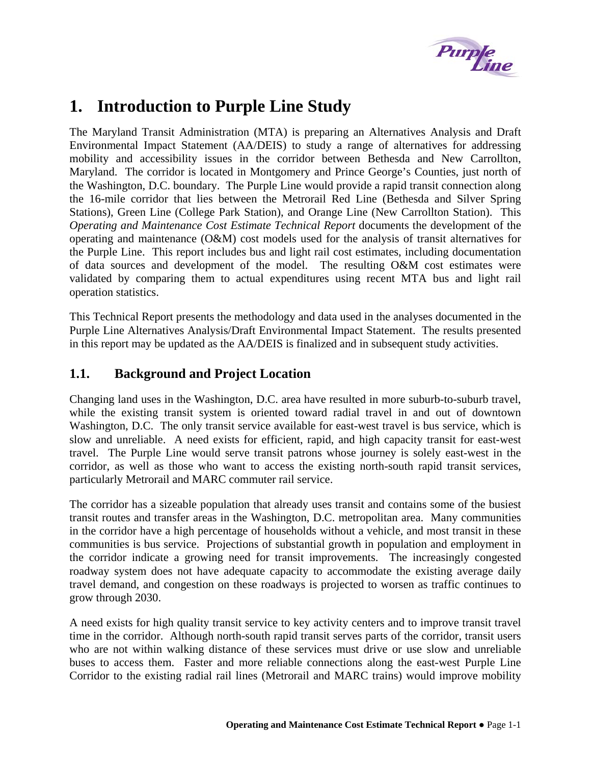# 1. Introduction to Purple Line Study

The Maryland Transit Administration (MTA) is preparing an Alternatives Analysis and Draft Environmental Impact Statement (AA/DEIS) to study a range of alternatives for addressing mobility and accessibility issues in the corridor between Bethesda and New Carrollton, Maryland. The corridor is located in Montgomery and Prince George's Counties, just north of the Washington, D.C. boundary. The Purple Line would provide a rapid transit connection along the 16-mile corridor that lies between the Metrorail Red Line (Bethesda and Silver Spring Stations), Green Line (College Park Station), and Orange Line (New Carrollton Station). This *Operating and Maintenance Cost Estimate Technical Report* documents the development of the operating and maintenance (O&M) cost models used for the analysis of transit alternatives for the Purple Line. This report includes bus and light rail cost estimates, including documentation of data sources and development of the model. The resulting O&M cost estimates were validated by comparing them to actual expenditures using recent MTA bus and light rail operation statistics.

This Technical Report presents the methodology and data used in the analyses documented in the Purple Line Alternatives Analysis/Draft Environmental Impact Statement. The results presented in this report may be updated as the AA/DEIS is finalized and in subsequent study activities.

## 1.1. Background and Project Location

Changing land uses in the Washington, D.C. area have resulted in more suburb-to-suburb travel, while the existing transit system is oriented toward radial travel in and out of downtown Washington, D.C. The only transit service available for east-west travel is bus service, which is slow and unreliable. A need exists for efficient, rapid, and high capacity transit for east-west travel. The Purple Line would serve transit patrons whose journey is solely east-west in the corridor, as well as those who want to access the existing north-south rapid transit services, particularly Metrorail and MARC commuter rail service.

The corridor has a sizeable population that already uses transit and contains some of the busiest transit routes and transfer areas in the Washington, D.C. metropolitan area. Many communities in the corridor have a high percentage of households without a vehicle, and most transit in these communities is bus service. Projections of substantial growth in population and employment in the corridor indicate a growing need for transit improvements. The increasingly congested roadway system does not have adequate capacity to accommodate the existing average daily travel demand, and congestion on these roadways is projected to worsen as traffic continues to grow through 2030.

A need exists for high quality transit service to key activity centers and to improve transit travel time in the corridor. Although north-south rapid transit serves parts of the corridor, transit users who are not within walking distance of these services must drive or use slow and unreliable buses to access them. Faster and more reliable connections along the east-west Purple Line Corridor to the existing radial rail lines (Metrorail and MARC trains) would improve mobility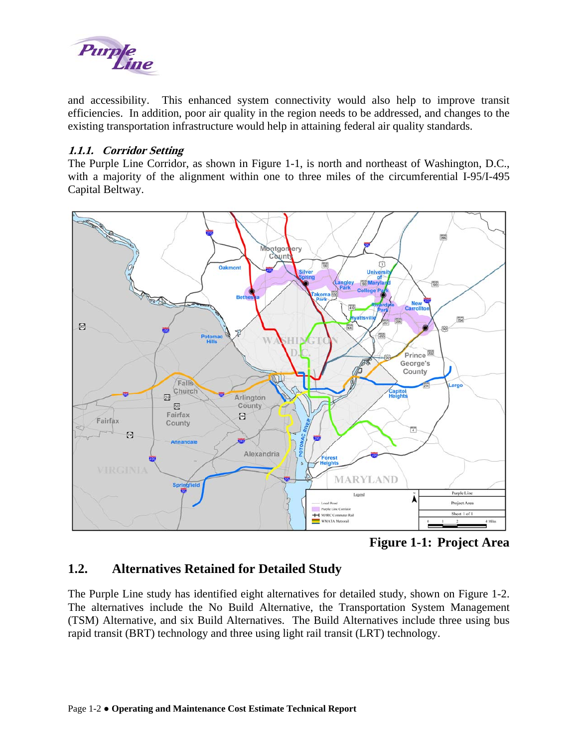and accessibility. This enhanced system connectivity would also help to improve transit efficiencies. In addition, poor air quality in the region needs to be addressed, and changes to the existing transportation infrastructure would help in attaining federal air quality standards.

### *1.1.1. Corridor Setting*

The Purple Line Corridor, as shown in Figure 1-1, is north and northeast of Washington, D.C., with a majority of the alignment within one to three miles of the circumferential I-95/I-495 Capital Beltway.

**Figure 1-1: Project Area**

## 1.2. Alternatives Retained for Detailed Study

The Purple Line study has identified eight alternatives for detailed study, shown on Figure 1-2. The alternatives include the No Build Alternative, the Transportation System Management (TSM) Alternative, and six Build Alternatives. The Build Alternatives include three using bus rapid transit (BRT) technology and three using light rail transit (LRT) technology.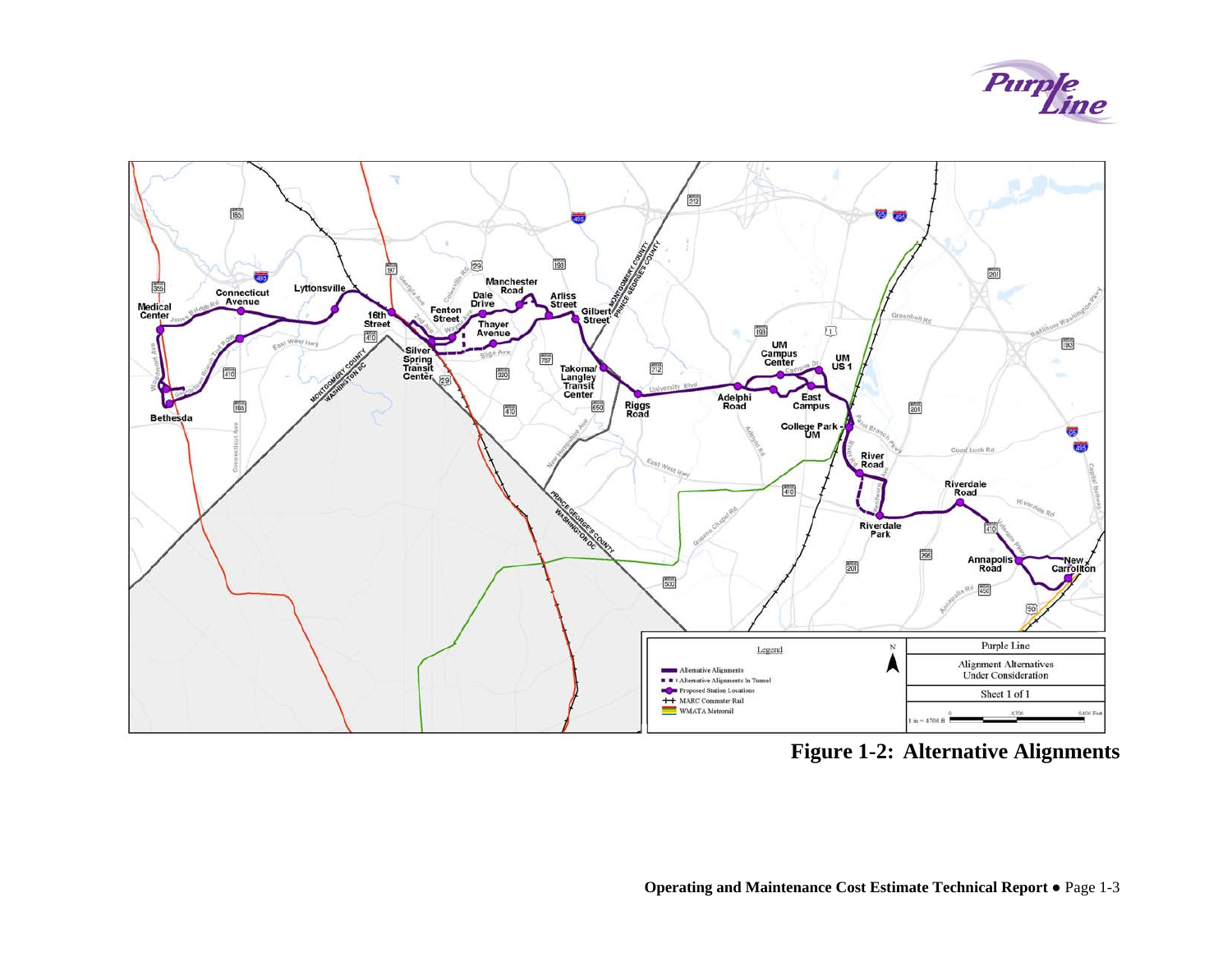Figure 1-2: Alternative Alignments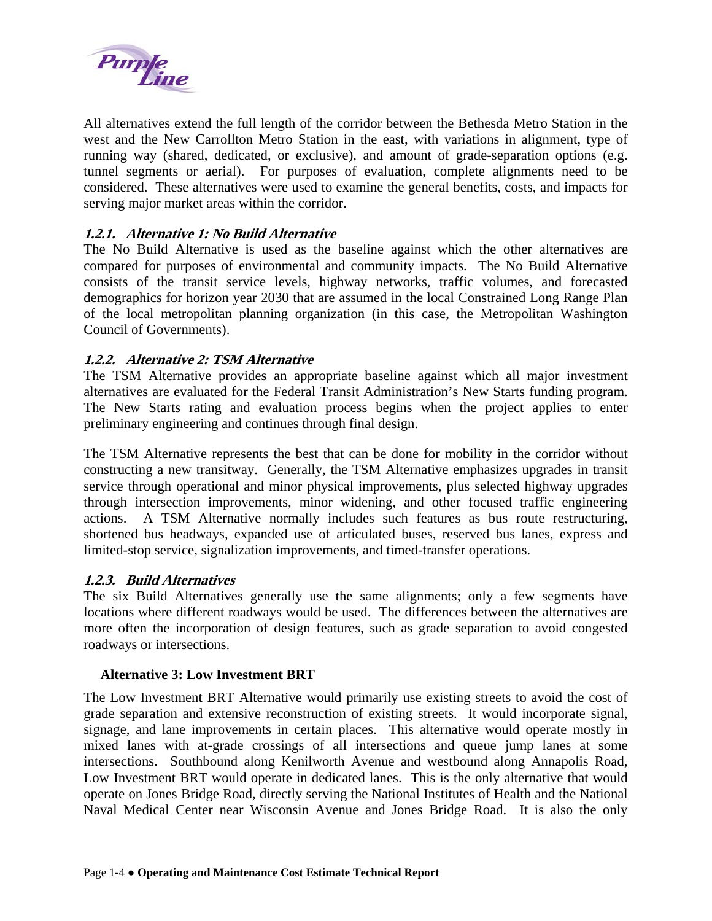All alternatives extend the full length of the corridor between the Bethesda Metro Station in the west and the New Carrollton Metro Station in the east, with variations in alignment, type of running way (shared, dedicated, or exclusive), and amount of grade-separation options (e.g. tunnel segments or aerial). For purposes of evaluation, complete alignments need to be considered. These alternatives were used to examine the general benefits, costs, and impacts for serving major market areas within the corridor.

### *1.2.1. Alternative 1: No Build Alternative*

The No Build Alternative is used as the baseline against which the other alternatives are compared for purposes of environmental and community impacts. The No Build Alternative consists of the transit service levels, highway networks, traffic volumes, and forecasted demographics for horizon year 2030 that are assumed in the local Constrained Long Range Plan of the local metropolitan planning organization (in this case, the Metropolitan Washington Council of Governments).

### *1.2.2. Alternative 2: TSM Alternative*

The TSM Alternative provides an appropriate baseline against which all major investment alternatives are evaluated for the Federal Transit Administration's New Starts funding program. The New Starts rating and evaluation process begins when the project applies to enter preliminary engineering and continues through final design.

The TSM Alternative represents the best that can be done for mobility in the corridor without constructing a new transitway. Generally, the TSM Alternative emphasizes upgrades in transit service through operational and minor physical improvements, plus selected highway upgrades through intersection improvements, minor widening, and other focused traffic engineering actions. A TSM Alternative normally includes such features as bus route restructuring, shortened bus headways, expanded use of articulated buses, reserved bus lanes, express and limited-stop service, signalization improvements, and timed-transfer operations.

### *1.2.3. Build Alternatives*

The six Build Alternatives generally use the same alignments; only a few segments have locations where different roadways would be used. The differences between the alternatives are more often the incorporation of design features, such as grade separation to avoid congested roadways or intersections.

**Alternative 3: Low Investment BRT**

The Low Investment BRT Alternative would primarily use existing streets to avoid the cost of grade separation and extensive reconstruction of existing streets. It would incorporate signal, signage, and lane improvements in certain places. This alternative would operate mostly in mixed lanes with at-grade crossings of all intersections and queue jump lanes at some intersections. Southbound along Kenilworth Avenue and westbound along Annapolis Road, Low Investment BRT would operate in dedicated lanes. This is the only alternative that would operate on Jones Bridge Road, directly serving the National Institutes of Health and the National Naval Medical Center near Wisconsin Avenue and Jones Bridge Road. It is also the only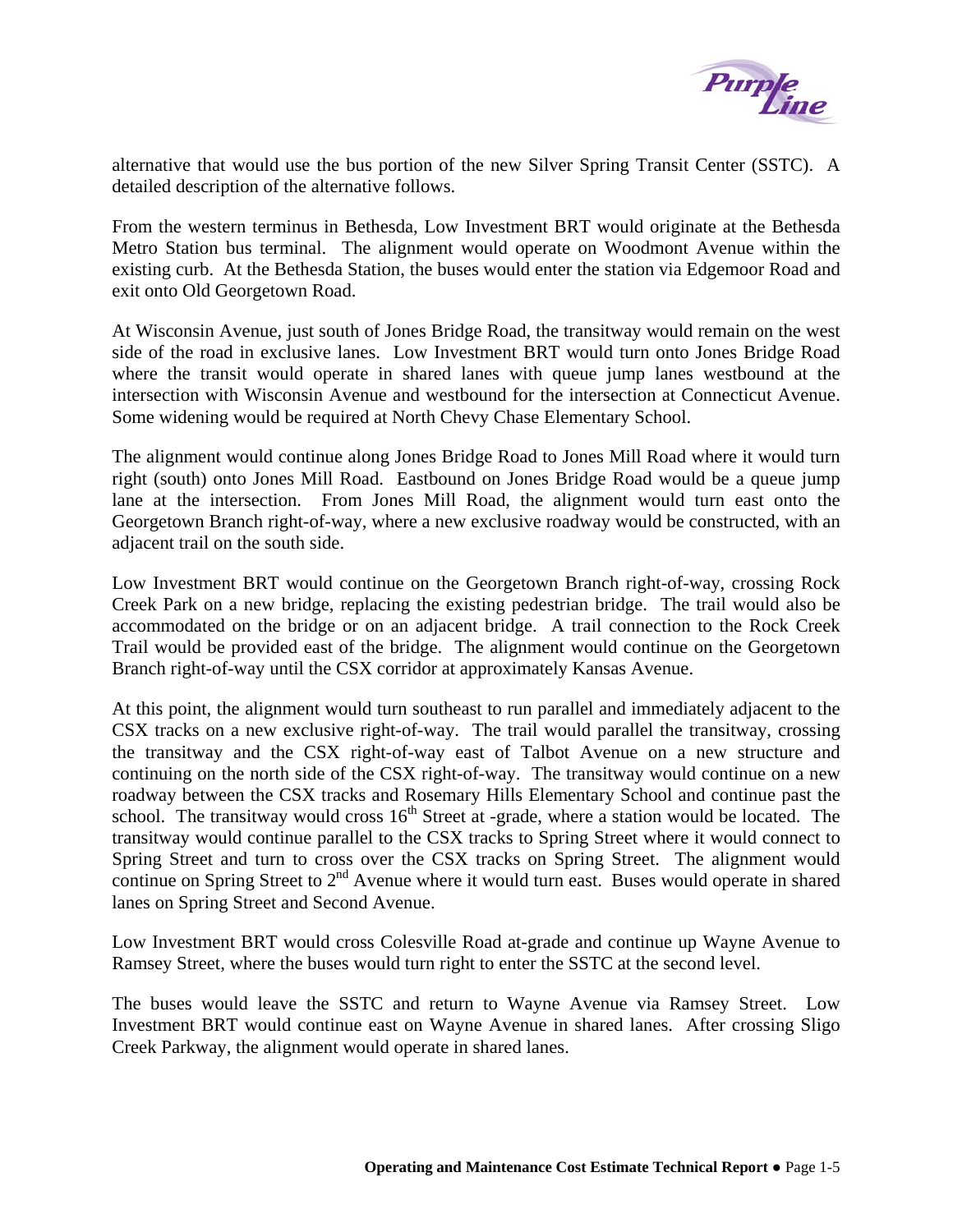alternative that would use the bus portion of the new Silver Spring Transit Center (SSTC). A detailed description of the alternative follows.

From the western terminus in Bethesda, Low Investment BRT would originate at the Bethesda Metro Station bus terminal. The alignment would operate on Woodmont Avenue within the existing curb. At the Bethesda Station, the buses would enter the station via Edgemoor Road and exit onto Old Georgetown Road.

At Wisconsin Avenue, just south of Jones Bridge Road, the transitway would remain on the west side of the road in exclusive lanes. Low Investment BRT would turn onto Jones Bridge Road where the transit would operate in shared lanes with queue jump lanes westbound at the intersection with Wisconsin Avenue and westbound for the intersection at Connecticut Avenue. Some widening would be required at North Chevy Chase Elementary School.

The alignment would continue along Jones Bridge Road to Jones Mill Road where it would turn right (south) onto Jones Mill Road. Eastbound on Jones Bridge Road would be a queue jump lane at the intersection. From Jones Mill Road, the alignment would turn east onto the Georgetown Branch right-of-way, where a new exclusive roadway would be constructed, with an adjacent trail on the south side.

Low Investment BRT would continue on the Georgetown Branch right-of-way, crossing Rock Creek Park on a new bridge, replacing the existing pedestrian bridge. The trail would also be accommodated on the bridge or on an adjacent bridge. A trail connection to the Rock Creek Trail would be provided east of the bridge. The alignment would continue on the Georgetown Branch right-of-way until the CSX corridor at approximately Kansas Avenue.

At this point, the alignment would turn southeast to run parallel and immediately adjacent to the CSX tracks on a new exclusive right-of-way. The trail would parallel the transitway, crossing the transitway and the CSX right-of-way east of Talbot Avenue on a new structure and continuing on the north side of the CSX right-of-way. The transitway would continue on a new roadway between the CSX tracks and Rosemary Hills Elementary School and continue past the school. The transitway would cross 16th Street at -grade, where a station would be located. The transitway would continue parallel to the CSX tracks to Spring Street where it would connect to Spring Street and turn to cross over the CSX tracks on Spring Street. The alignment would continue on Spring Street to 2nd Avenue where it would turn east. Buses would operate in shared lanes on Spring Street and Second Avenue.

Low Investment BRT would cross Colesville Road at-grade and continue up Wayne Avenue to Ramsey Street, where the buses would turn right to enter the SSTC at the second level.

The buses would leave the SSTC and return to Wayne Avenue via Ramsey Street. Low Investment BRT would continue east on Wayne Avenue in shared lanes. After crossing Sligo Creek Parkway, the alignment would operate in shared lanes.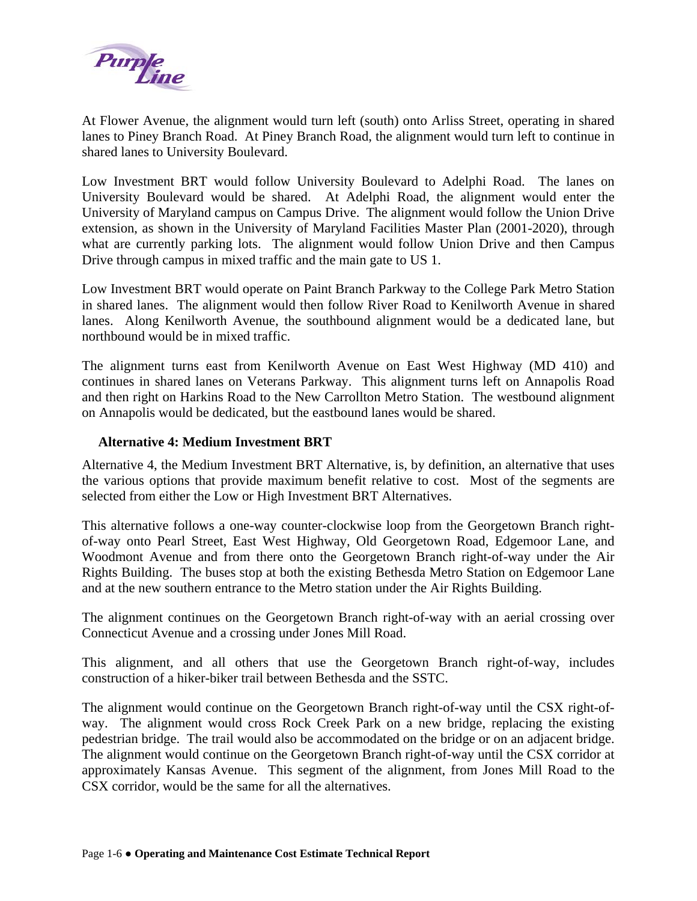At Flower Avenue, the alignment would turn left (south) onto Arliss Street, operating in shared lanes to Piney Branch Road. At Piney Branch Road, the alignment would turn left to continue in shared lanes to University Boulevard.

Low Investment BRT would follow University Boulevard to Adelphi Road. The lanes on University Boulevard would be shared. At Adelphi Road, the alignment would enter the University of Maryland campus on Campus Drive. The alignment would follow the Union Drive extension, as shown in the University of Maryland Facilities Master Plan (2001-2020), through what are currently parking lots. The alignment would follow Union Drive and then Campus Drive through campus in mixed traffic and the main gate to US 1.

Low Investment BRT would operate on Paint Branch Parkway to the College Park Metro Station in shared lanes. The alignment would then follow River Road to Kenilworth Avenue in shared lanes. Along Kenilworth Avenue, the southbound alignment would be a dedicated lane, but northbound would be in mixed traffic.

The alignment turns east from Kenilworth Avenue on East West Highway (MD 410) and continues in shared lanes on Veterans Parkway. This alignment turns left on Annapolis Road and then right on Harkins Road to the New Carrollton Metro Station. The westbound alignment on Annapolis would be dedicated, but the eastbound lanes would be shared.

### Alternative 4: Medium Investment BRT

Alternative 4, the Medium Investment BRT Alternative, is, by definition, an alternative that uses the various options that provide maximum benefit relative to cost. Most of the segments are selected from either the Low or High Investment BRT Alternatives.

This alternative follows a one-way counter-clockwise loop from the Georgetown Branch right-of-way onto Pearl Street, East West Highway, Old Georgetown Road, Edgemoor Lane, and Woodmont Avenue and from there onto the Georgetown Branch right-of-way under the Air Rights Building. The buses stop at both the existing Bethesda Metro Station on Edgemoor Lane and at the new southern entrance to the Metro station under the Air Rights Building.

The alignment continues on the Georgetown Branch right-of-way with an aerial crossing over Connecticut Avenue and a crossing under Jones Mill Road.

This alignment, and all others that use the Georgetown Branch right-of-way, includes construction of a hiker-biker trail between Bethesda and the SSTC.

The alignment would continue on the Georgetown Branch right-of-way until the CSX right-of-way. The alignment would cross Rock Creek Park on a new bridge, replacing the existing pedestrian bridge. The trail would also be accommodated on the bridge or on an adjacent bridge. The alignment would continue on the Georgetown Branch right-of-way until the CSX corridor at approximately Kansas Avenue. This segment of the alignment, from Jones Mill Road to the CSX corridor, would be the same for all the alternatives.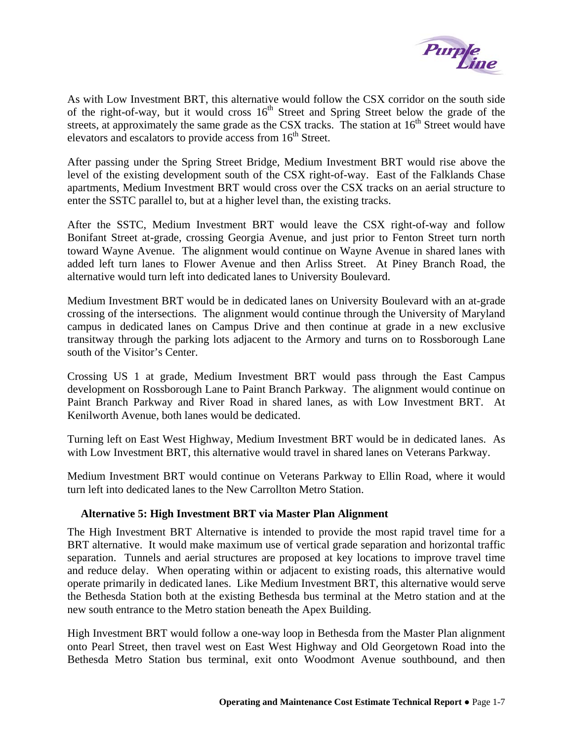As with Low Investment BRT, this alternative would follow the CSX corridor on the south side of the right-of-way, but it would cross 16th Street and Spring Street below the grade of the streets, at approximately the same grade as the CSX tracks. The station at 16th Street would have elevators and escalators to provide access from 16th Street.

After passing under the Spring Street Bridge, Medium Investment BRT would rise above the level of the existing development south of the CSX right-of-way. East of the Falklands Chase apartments, Medium Investment BRT would cross over the CSX tracks on an aerial structure to enter the SSTC parallel to, but at a higher level than, the existing tracks.

After the SSTC, Medium Investment BRT would leave the CSX right-of-way and follow Bonifant Street at-grade, crossing Georgia Avenue, and just prior to Fenton Street turn north toward Wayne Avenue. The alignment would continue on Wayne Avenue in shared lanes with added left turn lanes to Flower Avenue and then Arliss Street. At Piney Branch Road, the alternative would turn left into dedicated lanes to University Boulevard.

Medium Investment BRT would be in dedicated lanes on University Boulevard with an at-grade crossing of the intersections. The alignment would continue through the University of Maryland campus in dedicated lanes on Campus Drive and then continue at grade in a new exclusive transitway through the parking lots adjacent to the Armory and turns on to Rossborough Lane south of the Visitor's Center.

Crossing US 1 at grade, Medium Investment BRT would pass through the East Campus development on Rossborough Lane to Paint Branch Parkway. The alignment would continue on Paint Branch Parkway and River Road in shared lanes, as with Low Investment BRT. At Kenilworth Avenue, both lanes would be dedicated.

Turning left on East West Highway, Medium Investment BRT would be in dedicated lanes. As with Low Investment BRT, this alternative would travel in shared lanes on Veterans Parkway.

Medium Investment BRT would continue on Veterans Parkway to Ellin Road, where it would turn left into dedicated lanes to the New Carrollton Metro Station.

**Alternative 5: High Investment BRT via Master Plan Alignment**

The High Investment BRT Alternative is intended to provide the most rapid travel time for a BRT alternative. It would make maximum use of vertical grade separation and horizontal traffic separation. Tunnels and aerial structures are proposed at key locations to improve travel time and reduce delay. When operating within or adjacent to existing roads, this alternative would operate primarily in dedicated lanes. Like Medium Investment BRT, this alternative would serve the Bethesda Station both at the existing Bethesda bus terminal at the Metro station and at the new south entrance to the Metro station beneath the Apex Building.

High Investment BRT would follow a one-way loop in Bethesda from the Master Plan alignment onto Pearl Street, then travel west on East West Highway and Old Georgetown Road into the Bethesda Metro Station bus terminal, exit onto Woodmont Avenue southbound, and then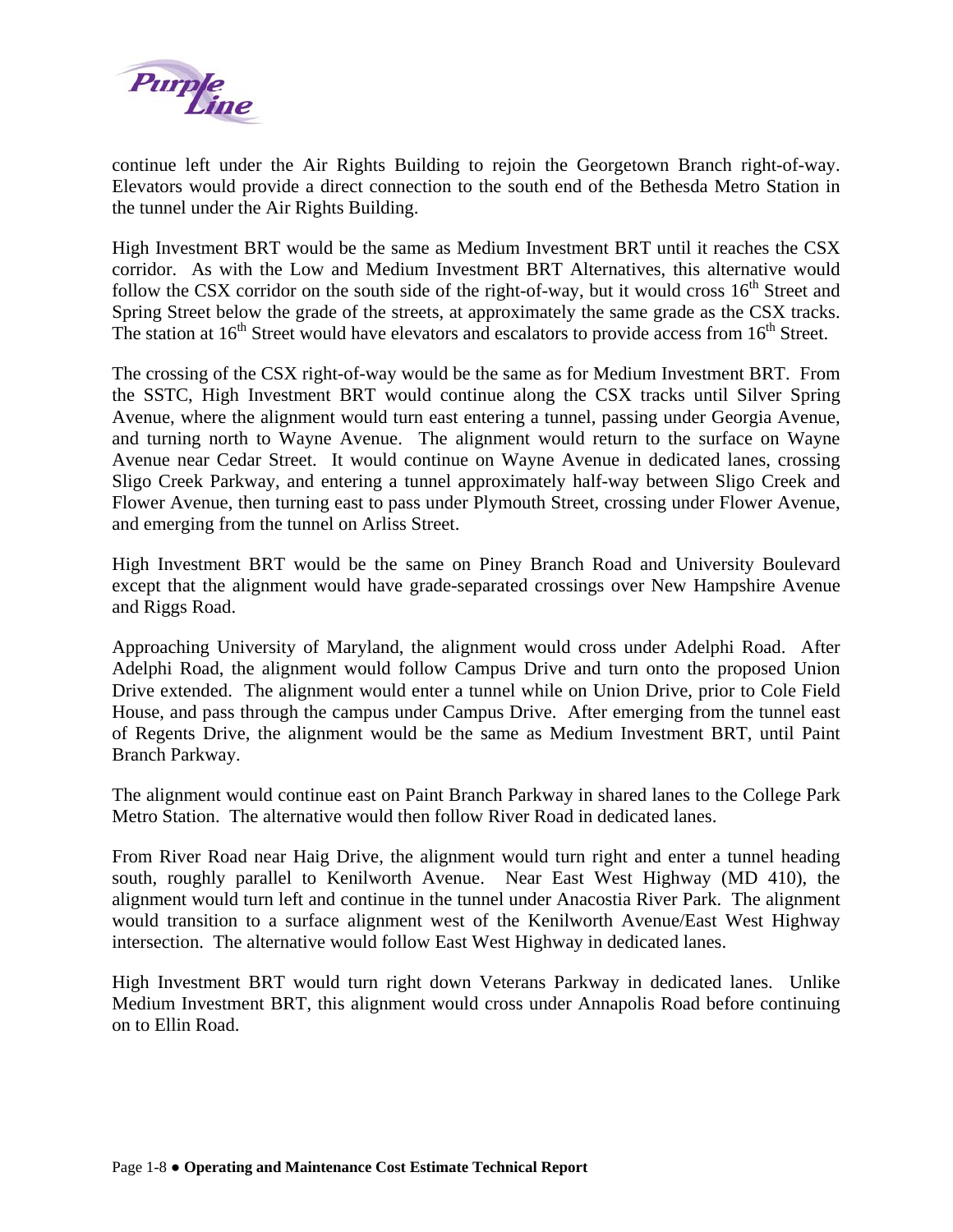continue left under the Air Rights Building to rejoin the Georgetown Branch right-of-way. Elevators would provide a direct connection to the south end of the Bethesda Metro Station in the tunnel under the Air Rights Building.

High Investment BRT would be the same as Medium Investment BRT until it reaches the CSX corridor. As with the Low and Medium Investment BRT Alternatives, this alternative would follow the CSX corridor on the south side of the right-of-way, but it would cross 16th Street and Spring Street below the grade of the streets, at approximately the same grade as the CSX tracks. The station at 16th Street would have elevators and escalators to provide access from 16th Street.

The crossing of the CSX right-of-way would be the same as for Medium Investment BRT. From the SSTC, High Investment BRT would continue along the CSX tracks until Silver Spring Avenue, where the alignment would turn east entering a tunnel, passing under Georgia Avenue, and turning north to Wayne Avenue. The alignment would return to the surface on Wayne Avenue near Cedar Street. It would continue on Wayne Avenue in dedicated lanes, crossing Sligo Creek Parkway, and entering a tunnel approximately half-way between Sligo Creek and Flower Avenue, then turning east to pass under Plymouth Street, crossing under Flower Avenue, and emerging from the tunnel on Arliss Street.

High Investment BRT would be the same on Piney Branch Road and University Boulevard except that the alignment would have grade-separated crossings over New Hampshire Avenue and Riggs Road.

Approaching University of Maryland, the alignment would cross under Adelphi Road. After Adelphi Road, the alignment would follow Campus Drive and turn onto the proposed Union Drive extended. The alignment would enter a tunnel while on Union Drive, prior to Cole Field House, and pass through the campus under Campus Drive. After emerging from the tunnel east of Regents Drive, the alignment would be the same as Medium Investment BRT, until Paint Branch Parkway.

The alignment would continue east on Paint Branch Parkway in shared lanes to the College Park Metro Station. The alternative would then follow River Road in dedicated lanes.

From River Road near Haig Drive, the alignment would turn right and enter a tunnel heading south, roughly parallel to Kenilworth Avenue. Near East West Highway (MD 410), the alignment would turn left and continue in the tunnel under Anacostia River Park. The alignment would transition to a surface alignment west of the Kenilworth Avenue/East West Highway intersection. The alternative would follow East West Highway in dedicated lanes.

High Investment BRT would turn right down Veterans Parkway in dedicated lanes. Unlike Medium Investment BRT, this alignment would cross under Annapolis Road before continuing on to Ellin Road.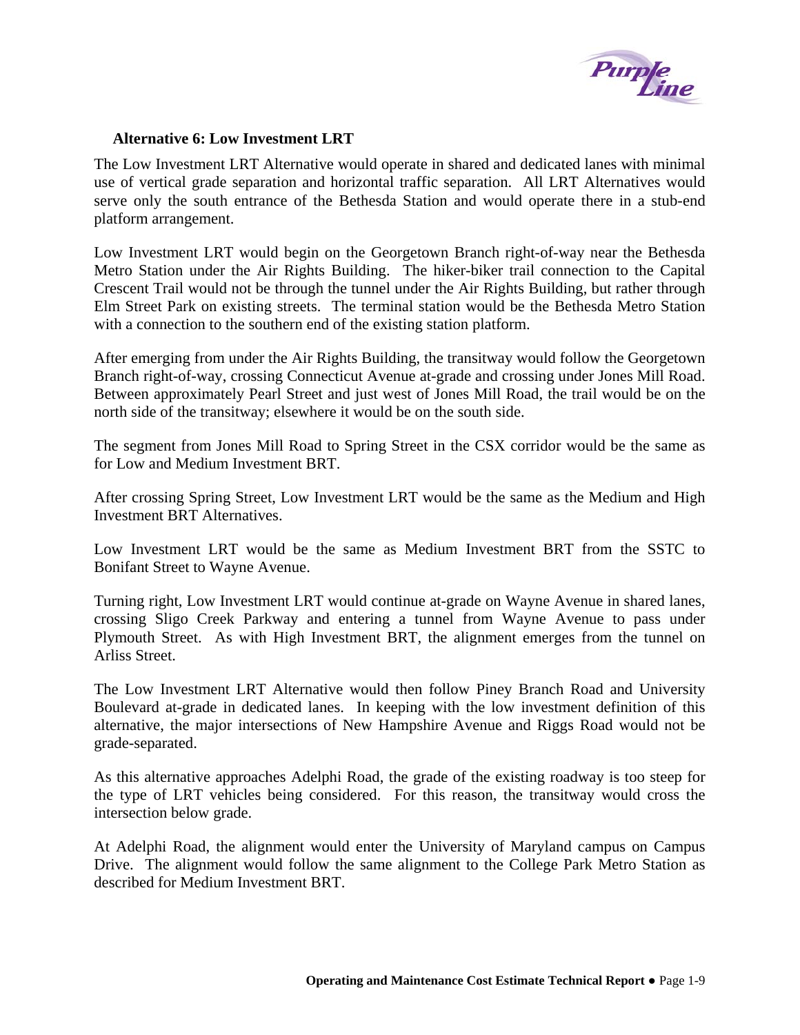### Alternative 6: Low Investment LRT

The Low Investment LRT Alternative would operate in shared and dedicated lanes with minimal use of vertical grade separation and horizontal traffic separation. All LRT Alternatives would serve only the south entrance of the Bethesda Station and would operate there in a stub-end platform arrangement.

Low Investment LRT would begin on the Georgetown Branch right-of-way near the Bethesda Metro Station under the Air Rights Building. The hiker-biker trail connection to the Capital Crescent Trail would not be through the tunnel under the Air Rights Building, but rather through Elm Street Park on existing streets. The terminal station would be the Bethesda Metro Station with a connection to the southern end of the existing station platform.

After emerging from under the Air Rights Building, the transitway would follow the Georgetown Branch right-of-way, crossing Connecticut Avenue at-grade and crossing under Jones Mill Road. Between approximately Pearl Street and just west of Jones Mill Road, the trail would be on the north side of the transitway; elsewhere it would be on the south side.

The segment from Jones Mill Road to Spring Street in the CSX corridor would be the same as for Low and Medium Investment BRT.

After crossing Spring Street, Low Investment LRT would be the same as the Medium and High Investment BRT Alternatives.

Low Investment LRT would be the same as Medium Investment BRT from the SSTC to Bonifant Street to Wayne Avenue.

Turning right, Low Investment LRT would continue at-grade on Wayne Avenue in shared lanes, crossing Sligo Creek Parkway and entering a tunnel from Wayne Avenue to pass under Plymouth Street. As with High Investment BRT, the alignment emerges from the tunnel on Arliss Street.

The Low Investment LRT Alternative would then follow Piney Branch Road and University Boulevard at-grade in dedicated lanes. In keeping with the low investment definition of this alternative, the major intersections of New Hampshire Avenue and Riggs Road would not be grade-separated.

As this alternative approaches Adelphi Road, the grade of the existing roadway is too steep for the type of LRT vehicles being considered. For this reason, the transitway would cross the intersection below grade.

At Adelphi Road, the alignment would enter the University of Maryland campus on Campus Drive. The alignment would follow the same alignment to the College Park Metro Station as described for Medium Investment BRT.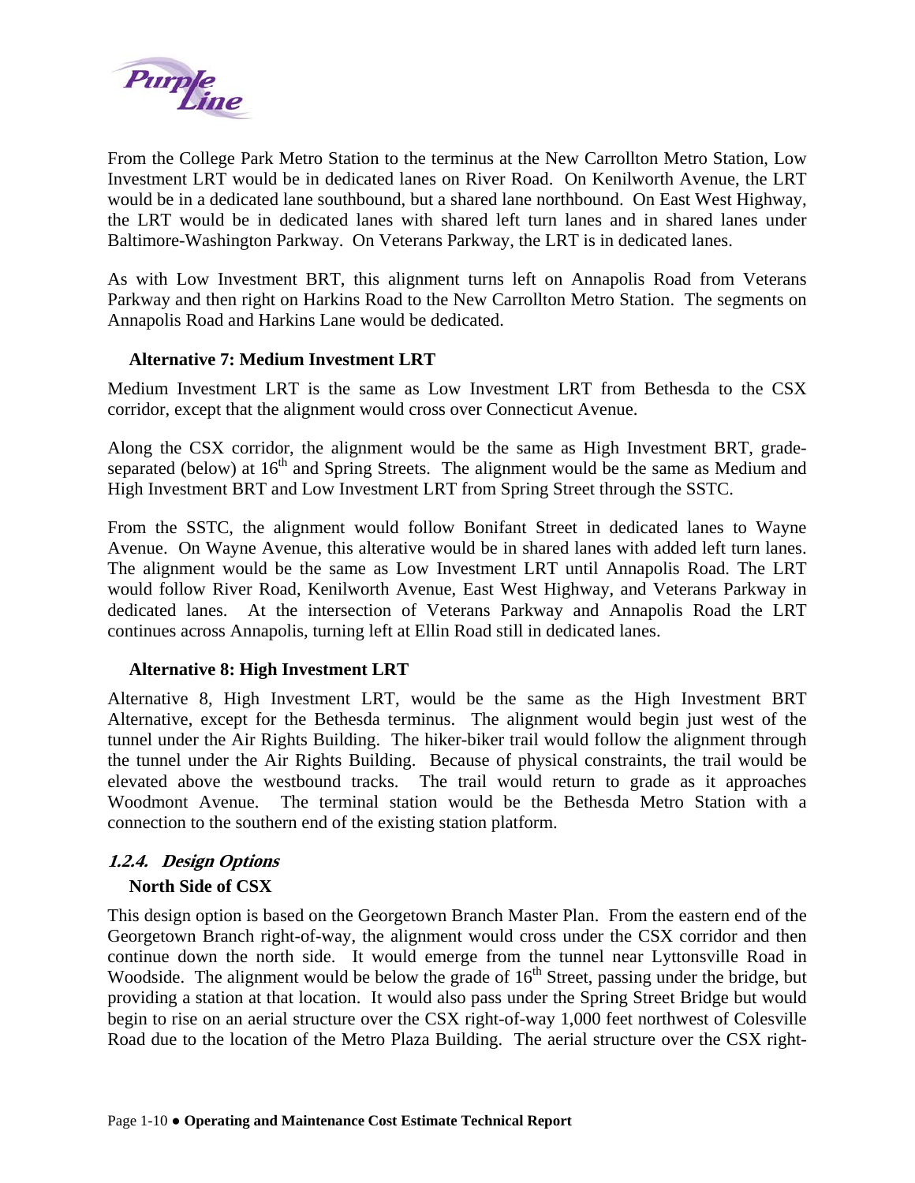From the College Park Metro Station to the terminus at the New Carrollton Metro Station, Low Investment LRT would be in dedicated lanes on River Road. On Kenilworth Avenue, the LRT would be in a dedicated lane southbound, but a shared lane northbound. On East West Highway, the LRT would be in dedicated lanes with shared left turn lanes and in shared lanes under Baltimore-Washington Parkway. On Veterans Parkway, the LRT is in dedicated lanes.

As with Low Investment BRT, this alignment turns left on Annapolis Road from Veterans Parkway and then right on Harkins Road to the New Carrollton Metro Station. The segments on Annapolis Road and Harkins Lane would be dedicated.

**Alternative 7: Medium Investment LRT**

Medium Investment LRT is the same as Low Investment LRT from Bethesda to the CSX corridor, except that the alignment would cross over Connecticut Avenue.

Along the CSX corridor, the alignment would be the same as High Investment BRT, grade-separated (below) at 16th and Spring Streets. The alignment would be the same as Medium and High Investment BRT and Low Investment LRT from Spring Street through the SSTC.

From the SSTC, the alignment would follow Bonifant Street in dedicated lanes to Wayne Avenue. On Wayne Avenue, this alterative would be in shared lanes with added left turn lanes. The alignment would be the same as Low Investment LRT until Annapolis Road. The LRT would follow River Road, Kenilworth Avenue, East West Highway, and Veterans Parkway in dedicated lanes. At the intersection of Veterans Parkway and Annapolis Road the LRT continues across Annapolis, turning left at Ellin Road still in dedicated lanes.

**Alternative 8: High Investment LRT**

Alternative 8, High Investment LRT, would be the same as the High Investment BRT Alternative, except for the Bethesda terminus. The alignment would begin just west of the tunnel under the Air Rights Building. The hiker-biker trail would follow the alignment through the tunnel under the Air Rights Building. Because of physical constraints, the trail would be elevated above the westbound tracks. The trail would return to grade as it approaches Woodmont Avenue. The terminal station would be the Bethesda Metro Station with a connection to the southern end of the existing station platform.

### *1.2.4. Design Options*

**North Side of CSX**

This design option is based on the Georgetown Branch Master Plan. From the eastern end of the Georgetown Branch right-of-way, the alignment would cross under the CSX corridor and then continue down the north side. It would emerge from the tunnel near Lyttonsville Road in Woodside. The alignment would be below the grade of 16th Street, passing under the bridge, but providing a station at that location. It would also pass under the Spring Street Bridge but would begin to rise on an aerial structure over the CSX right-of-way 1,000 feet northwest of Colesville Road due to the location of the Metro Plaza Building. The aerial structure over the CSX right-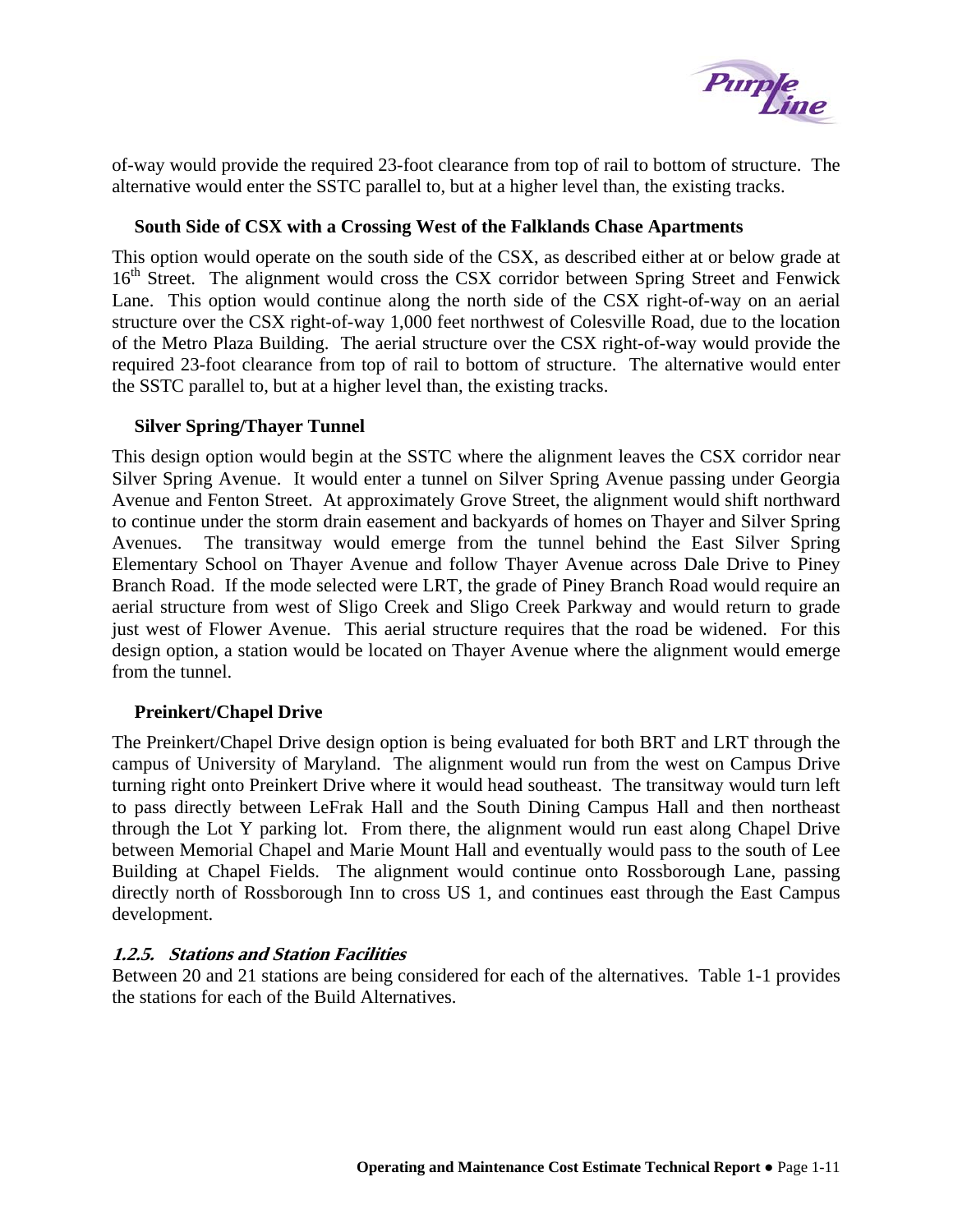of-way would provide the required 23-foot clearance from top of rail to bottom of structure. The alternative would enter the SSTC parallel to, but at a higher level than, the existing tracks.

**South Side of CSX with a Crossing West of the Falklands Chase Apartments**

This option would operate on the south side of the CSX, as described either at or below grade at 16th Street. The alignment would cross the CSX corridor between Spring Street and Fenwick Lane. This option would continue along the north side of the CSX right-of-way on an aerial structure over the CSX right-of-way 1,000 feet northwest of Colesville Road, due to the location of the Metro Plaza Building. The aerial structure over the CSX right-of-way would provide the required 23-foot clearance from top of rail to bottom of structure. The alternative would enter the SSTC parallel to, but at a higher level than, the existing tracks.

**Silver Spring/Thayer Tunnel**

This design option would begin at the SSTC where the alignment leaves the CSX corridor near Silver Spring Avenue. It would enter a tunnel on Silver Spring Avenue passing under Georgia Avenue and Fenton Street. At approximately Grove Street, the alignment would shift northward to continue under the storm drain easement and backyards of homes on Thayer and Silver Spring Avenues. The transitway would emerge from the tunnel behind the East Silver Spring Elementary School on Thayer Avenue and follow Thayer Avenue across Dale Drive to Piney Branch Road. If the mode selected were LRT, the grade of Piney Branch Road would require an aerial structure from west of Sligo Creek and Sligo Creek Parkway and would return to grade just west of Flower Avenue. This aerial structure requires that the road be widened. For this design option, a station would be located on Thayer Avenue where the alignment would emerge from the tunnel.

**Preinkert/Chapel Drive**

The Preinkert/Chapel Drive design option is being evaluated for both BRT and LRT through the campus of University of Maryland. The alignment would run from the west on Campus Drive turning right onto Preinkert Drive where it would head southeast. The transitway would turn left to pass directly between LeFrak Hall and the South Dining Campus Hall and then northeast through the Lot Y parking lot. From there, the alignment would run east along Chapel Drive between Memorial Chapel and Marie Mount Hall and eventually would pass to the south of Lee Building at Chapel Fields. The alignment would continue onto Rossborough Lane, passing directly north of Rossborough Inn to cross US 1, and continues east through the East Campus development.

#### *1.2.5. Stations and Station Facilities*

Between 20 and 21 stations are being considered for each of the alternatives. Table 1-1 provides the stations for each of the Build Alternatives.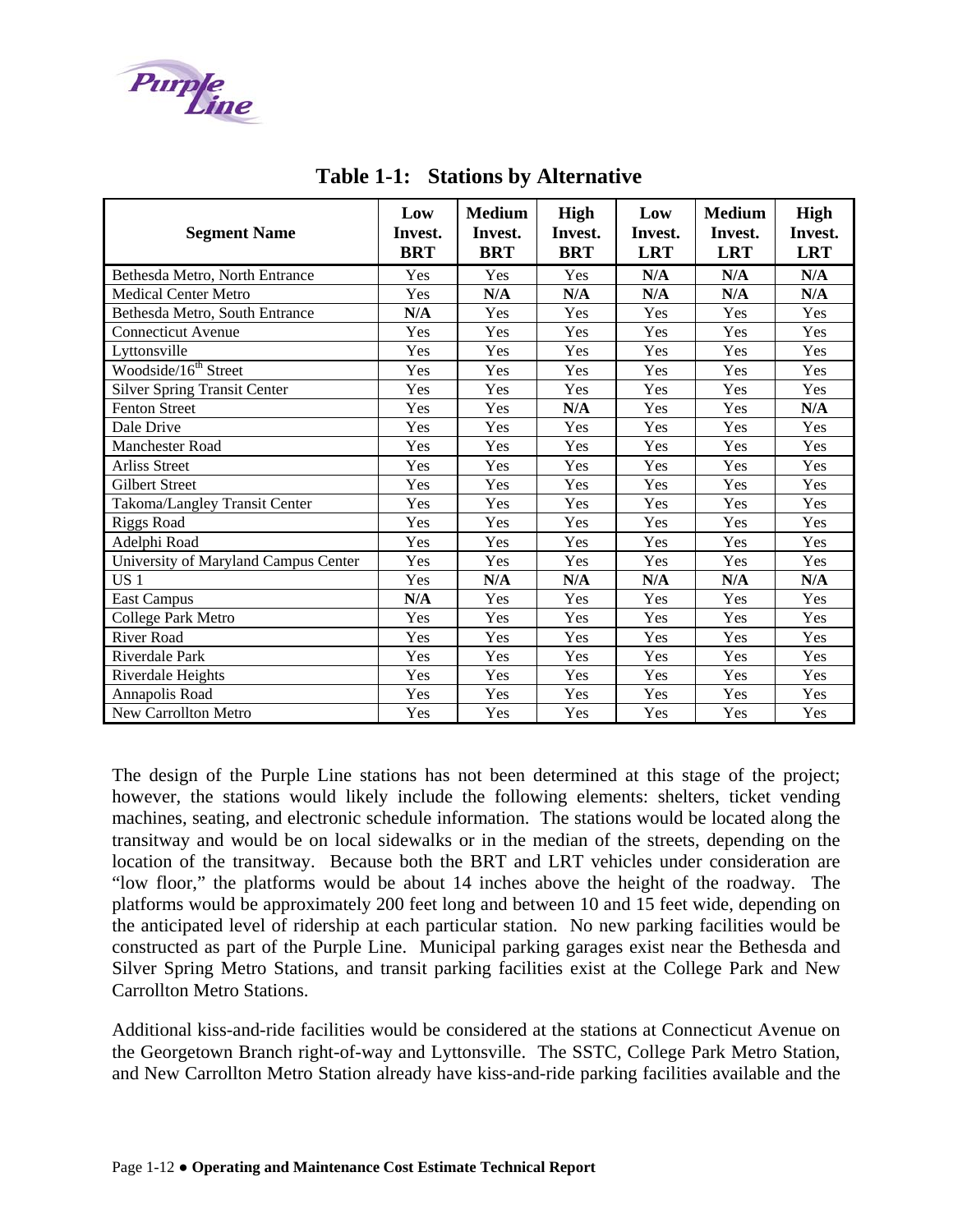## Table 1-1: Stations by Alternative

| Segment Name | Low Invest. BRT | Medium Invest. BRT | High Invest. BRT | Low Invest. LRT | Medium Invest. LRT | High Invest. LRT |
|---|---|---|---|---|---|---|
| Bethesda Metro, North Entrance | Yes | Yes | Yes | **N/A** | **N/A** | **N/A** |
| Medical Center Metro | Yes | **N/A** | **N/A** | **N/A** | **N/A** | **N/A** |
| Bethesda Metro, South Entrance | **N/A** | Yes | Yes | Yes | Yes | Yes |
| Connecticut Avenue | Yes | Yes | Yes | Yes | Yes | Yes |
| Lyttonsville | Yes | Yes | Yes | Yes | Yes | Yes |
| Woodside/16th Street | Yes | Yes | Yes | Yes | Yes | Yes |
| Silver Spring Transit Center | Yes | Yes | Yes | Yes | Yes | Yes |
| Fenton Street | Yes | Yes | **N/A** | Yes | Yes | **N/A** |
| Dale Drive | Yes | Yes | Yes | Yes | Yes | Yes |
| Manchester Road | Yes | Yes | Yes | Yes | Yes | Yes |
| Arliss Street | Yes | Yes | Yes | Yes | Yes | Yes |
| Gilbert Street | Yes | Yes | Yes | Yes | Yes | Yes |
| Takoma/Langley Transit Center | Yes | Yes | Yes | Yes | Yes | Yes |
| Riggs Road | Yes | Yes | Yes | Yes | Yes | Yes |
| Adelphi Road | Yes | Yes | Yes | Yes | Yes | Yes |
| University of Maryland Campus Center | Yes | Yes | Yes | Yes | Yes | Yes |
| US 1 | Yes | **N/A** | **N/A** | **N/A** | **N/A** | **N/A** |
| East Campus | **N/A** | Yes | Yes | Yes | Yes | Yes |
| College Park Metro | Yes | Yes | Yes | Yes | Yes | Yes |
| River Road | Yes | Yes | Yes | Yes | Yes | Yes |
| Riverdale Park | Yes | Yes | Yes | Yes | Yes | Yes |
| Riverdale Heights | Yes | Yes | Yes | Yes | Yes | Yes |
| Annapolis Road | Yes | Yes | Yes | Yes | Yes | Yes |
| New Carrollton Metro | Yes | Yes | Yes | Yes | Yes | Yes |

The design of the Purple Line stations has not been determined at this stage of the project; however, the stations would likely include the following elements: shelters, ticket vending machines, seating, and electronic schedule information. The stations would be located along the transitway and would be on local sidewalks or in the median of the streets, depending on the location of the transitway. Because both the BRT and LRT vehicles under consideration are "low floor," the platforms would be about 14 inches above the height of the roadway. The platforms would be approximately 200 feet long and between 10 and 15 feet wide, depending on the anticipated level of ridership at each particular station. No new parking facilities would be constructed as part of the Purple Line. Municipal parking garages exist near the Bethesda and Silver Spring Metro Stations, and transit parking facilities exist at the College Park and New Carrollton Metro Stations.

Additional kiss-and-ride facilities would be considered at the stations at Connecticut Avenue on the Georgetown Branch right-of-way and Lyttonsville. The SSTC, College Park Metro Station, and New Carrollton Metro Station already have kiss-and-ride parking facilities available and the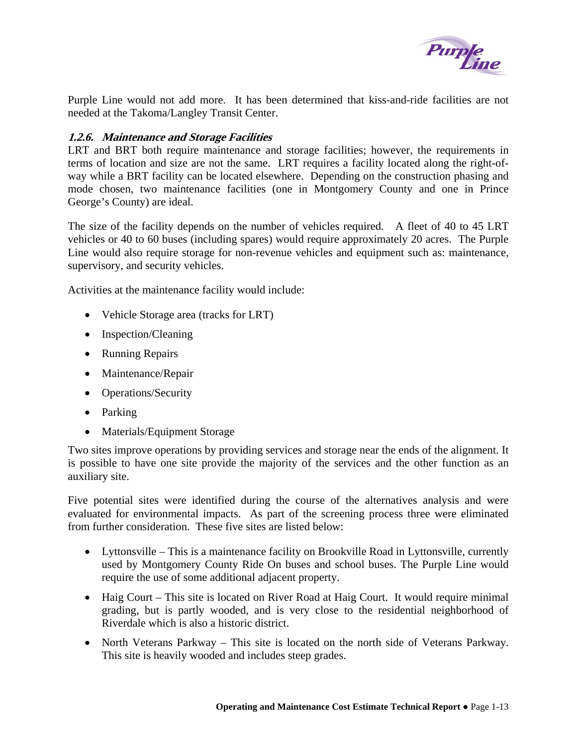Purple Line would not add more. It has been determined that kiss-and-ride facilities are not needed at the Takoma/Langley Transit Center.

### *1.2.6. Maintenance and Storage Facilities*

LRT and BRT both require maintenance and storage facilities; however, the requirements in terms of location and size are not the same. LRT requires a facility located along the right-of-way while a BRT facility can be located elsewhere. Depending on the construction phasing and mode chosen, two maintenance facilities (one in Montgomery County and one in Prince George's County) are ideal.

The size of the facility depends on the number of vehicles required. A fleet of 40 to 45 LRT vehicles or 40 to 60 buses (including spares) would require approximately 20 acres. The Purple Line would also require storage for non-revenue vehicles and equipment such as: maintenance, supervisory, and security vehicles.

Activities at the maintenance facility would include:

- Vehicle Storage area (tracks for LRT)
- Inspection/Cleaning
- Running Repairs
- Maintenance/Repair
- Operations/Security
- Parking
- Materials/Equipment Storage

Two sites improve operations by providing services and storage near the ends of the alignment. It is possible to have one site provide the majority of the services and the other function as an auxiliary site.

Five potential sites were identified during the course of the alternatives analysis and were evaluated for environmental impacts. As part of the screening process three were eliminated from further consideration. These five sites are listed below:

- Lyttonsville – This is a maintenance facility on Brookville Road in Lyttonsville, currently used by Montgomery County Ride On buses and school buses. The Purple Line would require the use of some additional adjacent property.
- Haig Court – This site is located on River Road at Haig Court. It would require minimal grading, but is partly wooded, and is very close to the residential neighborhood of Riverdale which is also a historic district.
- North Veterans Parkway – This site is located on the north side of Veterans Parkway. This site is heavily wooded and includes steep grades.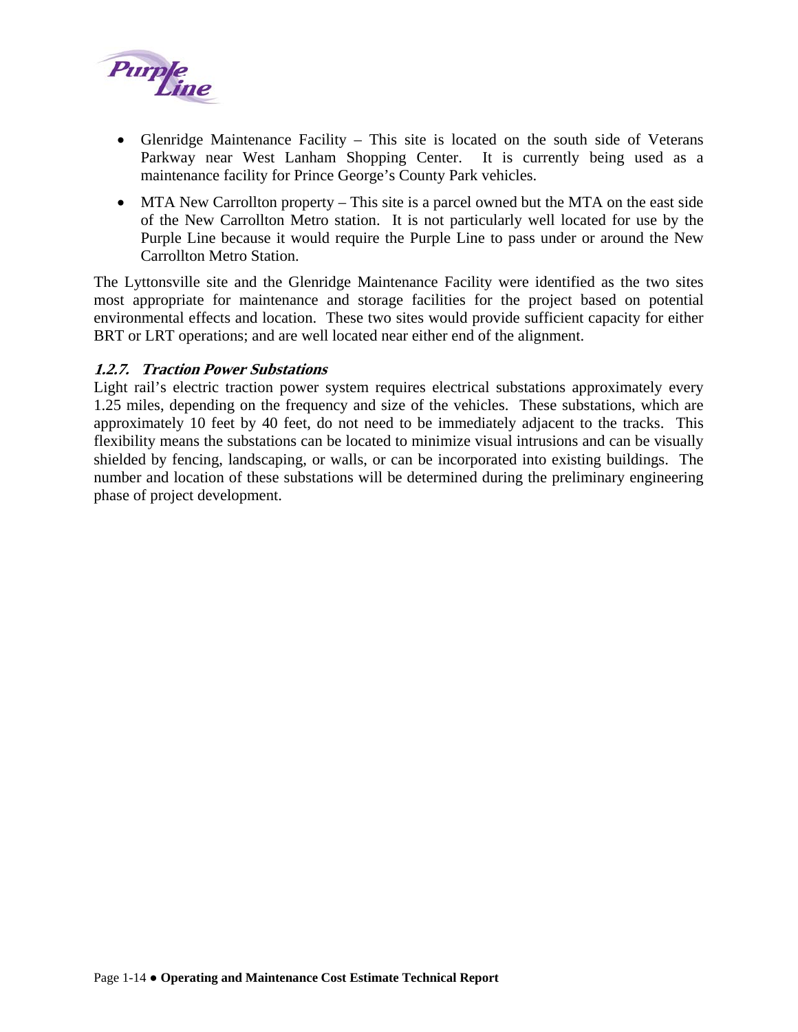- Glenridge Maintenance Facility – This site is located on the south side of Veterans Parkway near West Lanham Shopping Center. It is currently being used as a maintenance facility for Prince George's County Park vehicles.
- MTA New Carrollton property – This site is a parcel owned but the MTA on the east side of the New Carrollton Metro station. It is not particularly well located for use by the Purple Line because it would require the Purple Line to pass under or around the New Carrollton Metro Station.

The Lyttonsville site and the Glenridge Maintenance Facility were identified as the two sites most appropriate for maintenance and storage facilities for the project based on potential environmental effects and location. These two sites would provide sufficient capacity for either BRT or LRT operations; and are well located near either end of the alignment.

#### *1.2.7. Traction Power Substations*

Light rail's electric traction power system requires electrical substations approximately every 1.25 miles, depending on the frequency and size of the vehicles. These substations, which are approximately 10 feet by 40 feet, do not need to be immediately adjacent to the tracks. This flexibility means the substations can be located to minimize visual intrusions and can be visually shielded by fencing, landscaping, or walls, or can be incorporated into existing buildings. The number and location of these substations will be determined during the preliminary engineering phase of project development.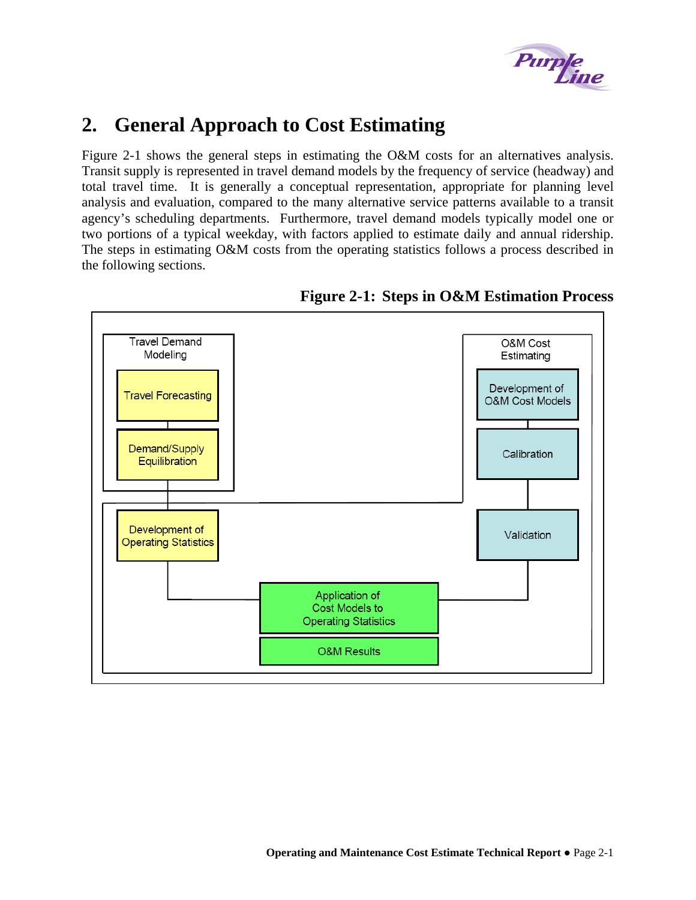# 2. General Approach to Cost Estimating

Figure 2-1 shows the general steps in estimating the O&M costs for an alternatives analysis. Transit supply is represented in travel demand models by the frequency of service (headway) and total travel time. It is generally a conceptual representation, appropriate for planning level analysis and evaluation, compared to the many alternative service patterns available to a transit agency's scheduling departments. Furthermore, travel demand models typically model one or two portions of a typical weekday, with factors applied to estimate daily and annual ridership. The steps in estimating O&M costs from the operating statistics follows a process described in the following sections.

**Figure 2-1: Steps in O&M Estimation Process**

Travel Demand Modeling

Travel Forecasting

Demand/Supply Equilibration

Development of Operating Statistics

O&M Cost Estimating

Development of O&M Cost Models

Calibration

Validation

Application of Cost Models to Operating Statistics

O&M Results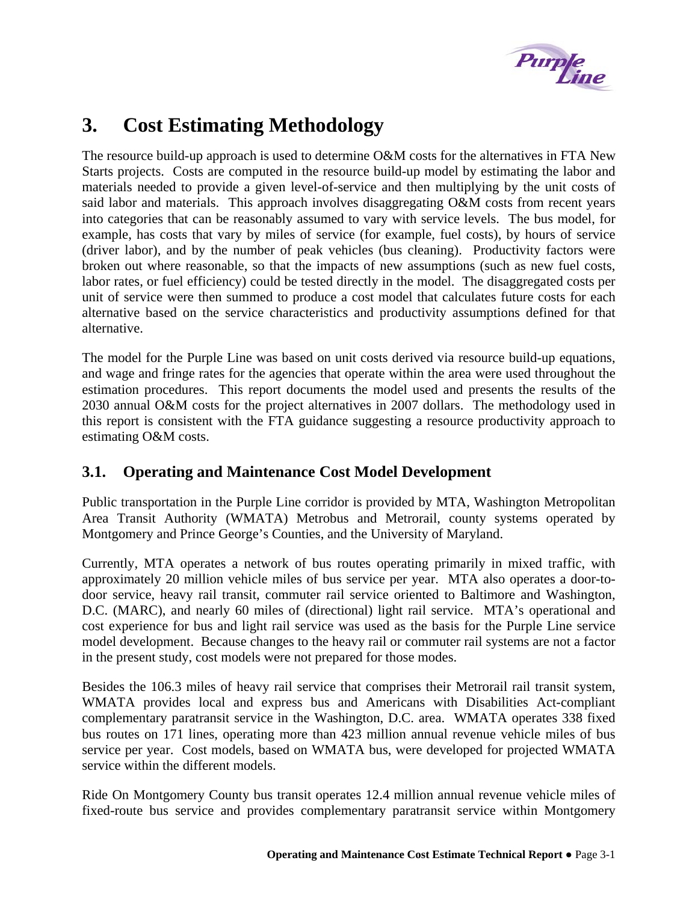# 3. Cost Estimating Methodology

The resource build-up approach is used to determine O&M costs for the alternatives in FTA New Starts projects. Costs are computed in the resource build-up model by estimating the labor and materials needed to provide a given level-of-service and then multiplying by the unit costs of said labor and materials. This approach involves disaggregating O&M costs from recent years into categories that can be reasonably assumed to vary with service levels. The bus model, for example, has costs that vary by miles of service (for example, fuel costs), by hours of service (driver labor), and by the number of peak vehicles (bus cleaning). Productivity factors were broken out where reasonable, so that the impacts of new assumptions (such as new fuel costs, labor rates, or fuel efficiency) could be tested directly in the model. The disaggregated costs per unit of service were then summed to produce a cost model that calculates future costs for each alternative based on the service characteristics and productivity assumptions defined for that alternative.

The model for the Purple Line was based on unit costs derived via resource build-up equations, and wage and fringe rates for the agencies that operate within the area were used throughout the estimation procedures. This report documents the model used and presents the results of the 2030 annual O&M costs for the project alternatives in 2007 dollars. The methodology used in this report is consistent with the FTA guidance suggesting a resource productivity approach to estimating O&M costs.

## 3.1. Operating and Maintenance Cost Model Development

Public transportation in the Purple Line corridor is provided by MTA, Washington Metropolitan Area Transit Authority (WMATA) Metrobus and Metrorail, county systems operated by Montgomery and Prince George's Counties, and the University of Maryland.

Currently, MTA operates a network of bus routes operating primarily in mixed traffic, with approximately 20 million vehicle miles of bus service per year. MTA also operates a door-to-door service, heavy rail transit, commuter rail service oriented to Baltimore and Washington, D.C. (MARC), and nearly 60 miles of (directional) light rail service. MTA's operational and cost experience for bus and light rail service was used as the basis for the Purple Line service model development. Because changes to the heavy rail or commuter rail systems are not a factor in the present study, cost models were not prepared for those modes.

Besides the 106.3 miles of heavy rail service that comprises their Metrorail rail transit system, WMATA provides local and express bus and Americans with Disabilities Act-compliant complementary paratransit service in the Washington, D.C. area. WMATA operates 338 fixed bus routes on 171 lines, operating more than 423 million annual revenue vehicle miles of bus service per year. Cost models, based on WMATA bus, were developed for projected WMATA service within the different models.

Ride On Montgomery County bus transit operates 12.4 million annual revenue vehicle miles of fixed-route bus service and provides complementary paratransit service within Montgomery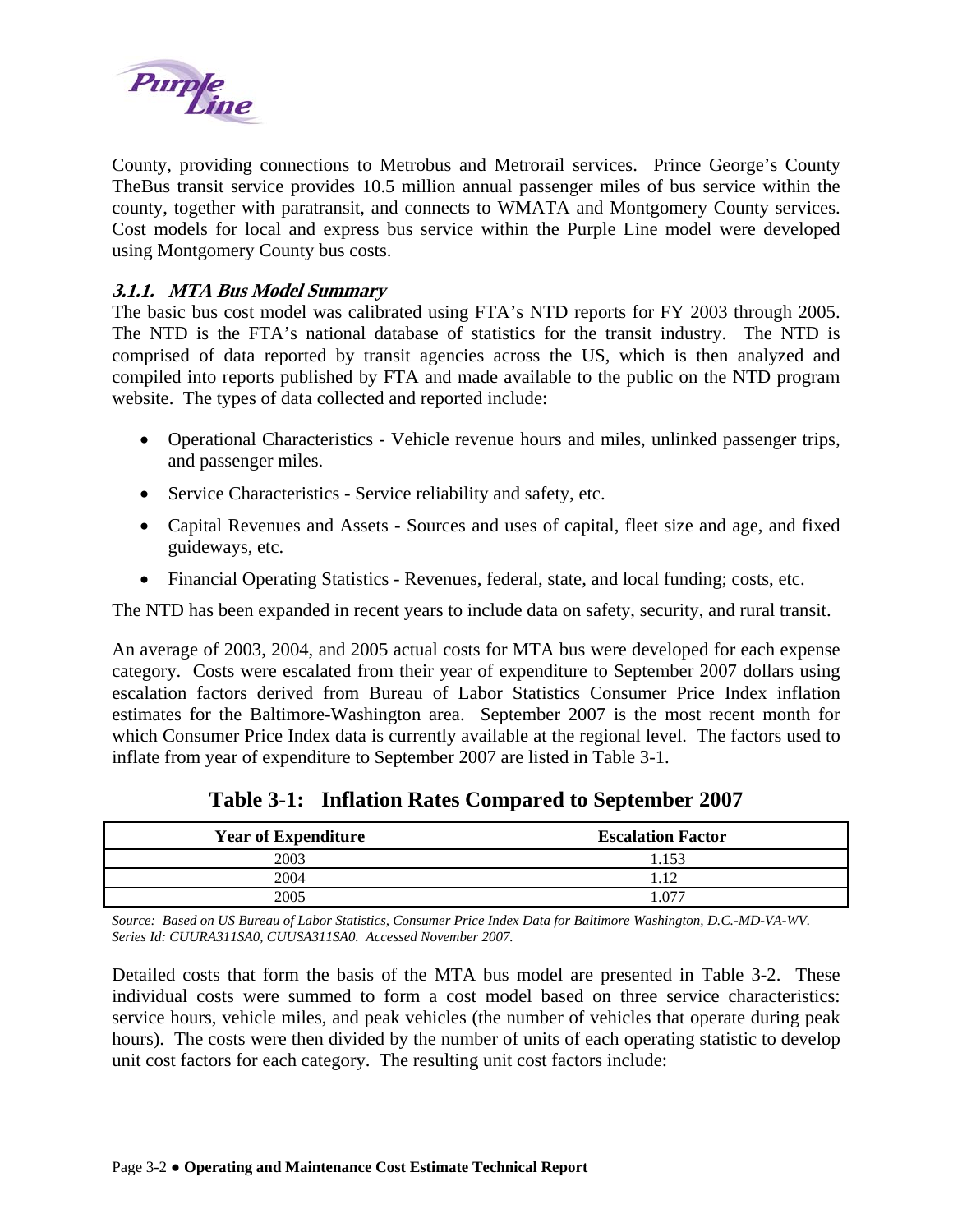County, providing connections to Metrobus and Metrorail services. Prince George's County TheBus transit service provides 10.5 million annual passenger miles of bus service within the county, together with paratransit, and connects to WMATA and Montgomery County services. Cost models for local and express bus service within the Purple Line model were developed using Montgomery County bus costs.

#### *3.1.1. MTA Bus Model Summary*

The basic bus cost model was calibrated using FTA's NTD reports for FY 2003 through 2005. The NTD is the FTA's national database of statistics for the transit industry. The NTD is comprised of data reported by transit agencies across the US, which is then analyzed and compiled into reports published by FTA and made available to the public on the NTD program website. The types of data collected and reported include:

- Operational Characteristics - Vehicle revenue hours and miles, unlinked passenger trips, and passenger miles.
- Service Characteristics - Service reliability and safety, etc.
- Capital Revenues and Assets - Sources and uses of capital, fleet size and age, and fixed guideways, etc.
- Financial Operating Statistics - Revenues, federal, state, and local funding; costs, etc.

The NTD has been expanded in recent years to include data on safety, security, and rural transit.

An average of 2003, 2004, and 2005 actual costs for MTA bus were developed for each expense category. Costs were escalated from their year of expenditure to September 2007 dollars using escalation factors derived from Bureau of Labor Statistics Consumer Price Index inflation estimates for the Baltimore-Washington area. September 2007 is the most recent month for which Consumer Price Index data is currently available at the regional level. The factors used to inflate from year of expenditure to September 2007 are listed in Table 3-1.

**Table 3-1: Inflation Rates Compared to September 2007**

| Year of Expenditure | Escalation Factor |
|---|---|
| 2003 | 1.153 |
| 2004 | 1.12 |
| 2005 | 1.077 |

*Source: Based on US Bureau of Labor Statistics, Consumer Price Index Data for Baltimore Washington, D.C.-MD-VA-WV. Series Id: CUURA311SA0, CUUSA311SA0. Accessed November 2007.*

Detailed costs that form the basis of the MTA bus model are presented in Table 3-2. These individual costs were summed to form a cost model based on three service characteristics: service hours, vehicle miles, and peak vehicles (the number of vehicles that operate during peak hours). The costs were then divided by the number of units of each operating statistic to develop unit cost factors for each category. The resulting unit cost factors include: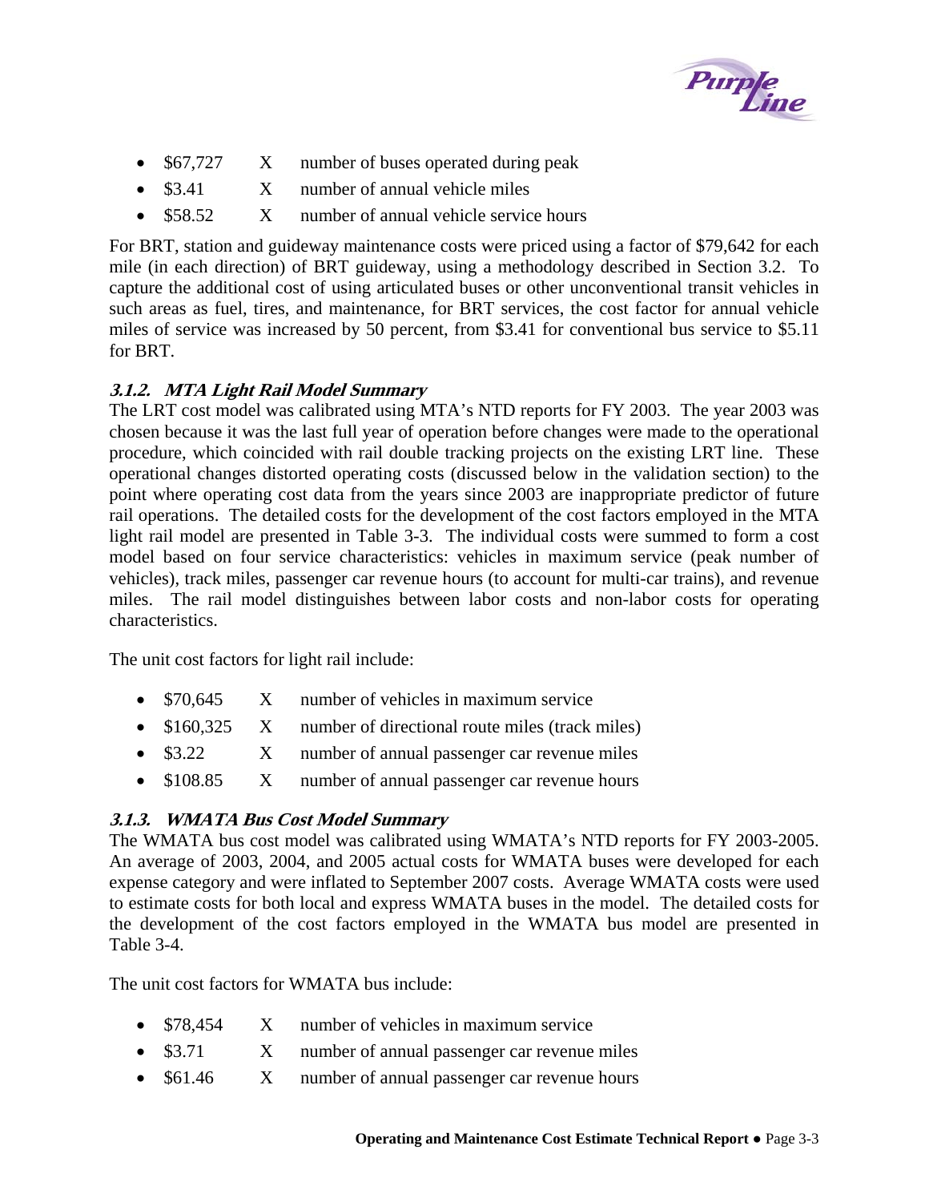- $67,727 X number of buses operated during peak
- $3.41 X number of annual vehicle miles
- $58.52 X number of annual vehicle service hours

For BRT, station and guideway maintenance costs were priced using a factor of $79,642 for each mile (in each direction) of BRT guideway, using a methodology described in Section 3.2. To capture the additional cost of using articulated buses or other unconventional transit vehicles in such areas as fuel, tires, and maintenance, for BRT services, the cost factor for annual vehicle miles of service was increased by 50 percent, from $3.41 for conventional bus service to $5.11 for BRT.

### *3.1.2. MTA Light Rail Model Summary*

The LRT cost model was calibrated using MTA's NTD reports for FY 2003. The year 2003 was chosen because it was the last full year of operation before changes were made to the operational procedure, which coincided with rail double tracking projects on the existing LRT line. These operational changes distorted operating costs (discussed below in the validation section) to the point where operating cost data from the years since 2003 are inappropriate predictor of future rail operations. The detailed costs for the development of the cost factors employed in the MTA light rail model are presented in Table 3-3. The individual costs were summed to form a cost model based on four service characteristics: vehicles in maximum service (peak number of vehicles), track miles, passenger car revenue hours (to account for multi-car trains), and revenue miles. The rail model distinguishes between labor costs and non-labor costs for operating characteristics.

The unit cost factors for light rail include:

- $70,645 X number of vehicles in maximum service
- $160,325 X number of directional route miles (track miles)
- $3.22 X number of annual passenger car revenue miles
- $108.85 X number of annual passenger car revenue hours

### *3.1.3. WMATA Bus Cost Model Summary*

The WMATA bus cost model was calibrated using WMATA's NTD reports for FY 2003-2005. An average of 2003, 2004, and 2005 actual costs for WMATA buses were developed for each expense category and were inflated to September 2007 costs. Average WMATA costs were used to estimate costs for both local and express WMATA buses in the model. The detailed costs for the development of the cost factors employed in the WMATA bus model are presented in Table 3-4.

The unit cost factors for WMATA bus include:

- $78,454 X number of vehicles in maximum service
- $3.71 X number of annual passenger car revenue miles
- $61.46 X number of annual passenger car revenue hours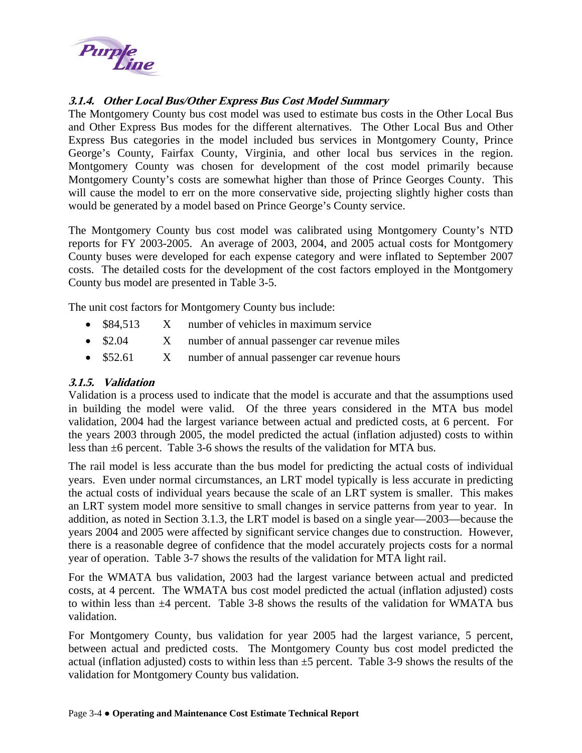### 3.1.4. Other Local Bus/Other Express Bus Cost Model Summary

The Montgomery County bus cost model was used to estimate bus costs in the Other Local Bus and Other Express Bus modes for the different alternatives. The Other Local Bus and Other Express Bus categories in the model included bus services in Montgomery County, Prince George's County, Fairfax County, Virginia, and other local bus services in the region. Montgomery County was chosen for development of the cost model primarily because Montgomery County's costs are somewhat higher than those of Prince Georges County. This will cause the model to err on the more conservative side, projecting slightly higher costs than would be generated by a model based on Prince George's County service.

The Montgomery County bus cost model was calibrated using Montgomery County's NTD reports for FY 2003-2005. An average of 2003, 2004, and 2005 actual costs for Montgomery County buses were developed for each expense category and were inflated to September 2007 costs. The detailed costs for the development of the cost factors employed in the Montgomery County bus model are presented in Table 3-5.

The unit cost factors for Montgomery County bus include:

- \$84,513 X number of vehicles in maximum service
- \$2.04 X number of annual passenger car revenue miles
- \$52.61 X number of annual passenger car revenue hours

### 3.1.5. Validation

Validation is a process used to indicate that the model is accurate and that the assumptions used in building the model were valid. Of the three years considered in the MTA bus model validation, 2004 had the largest variance between actual and predicted costs, at 6 percent. For the years 2003 through 2005, the model predicted the actual (inflation adjusted) costs to within less than ±6 percent. Table 3-6 shows the results of the validation for MTA bus.

The rail model is less accurate than the bus model for predicting the actual costs of individual years. Even under normal circumstances, an LRT model typically is less accurate in predicting the actual costs of individual years because the scale of an LRT system is smaller. This makes an LRT system model more sensitive to small changes in service patterns from year to year. In addition, as noted in Section 3.1.3, the LRT model is based on a single year—2003—because the years 2004 and 2005 were affected by significant service changes due to construction. However, there is a reasonable degree of confidence that the model accurately projects costs for a normal year of operation. Table 3-7 shows the results of the validation for MTA light rail.

For the WMATA bus validation, 2003 had the largest variance between actual and predicted costs, at 4 percent. The WMATA bus cost model predicted the actual (inflation adjusted) costs to within less than ±4 percent. Table 3-8 shows the results of the validation for WMATA bus validation.

For Montgomery County, bus validation for year 2005 had the largest variance, 5 percent, between actual and predicted costs. The Montgomery County bus cost model predicted the actual (inflation adjusted) costs to within less than ±5 percent. Table 3-9 shows the results of the validation for Montgomery County bus validation.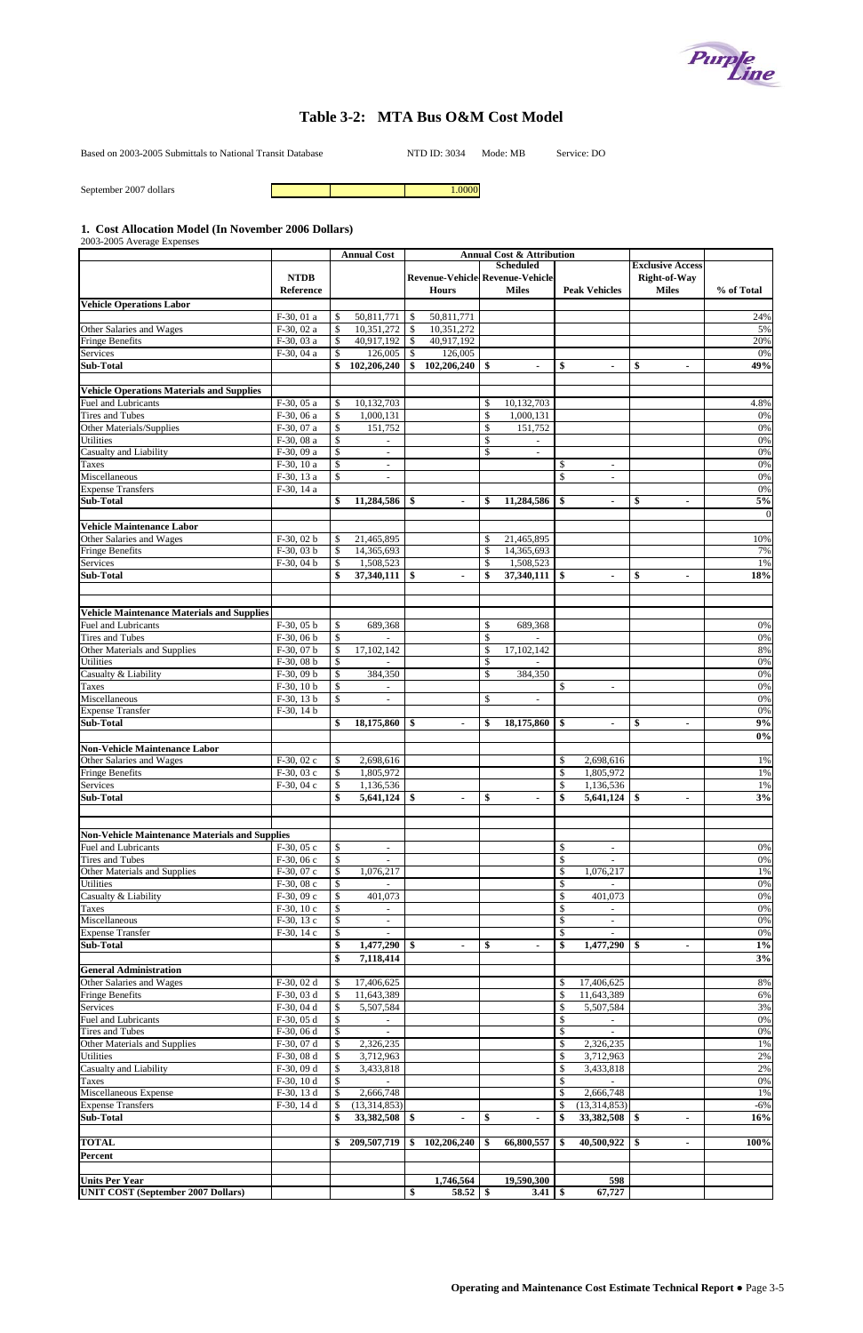# Table 3-2: MTA Bus O&M Cost Model

Based on 2003-2005 Submittals to National Transit Database NTD ID: 3034 Mode: MB Service: DO

September 2007 dollars 1.0000

## 1. Cost Allocation Model (In November 2006 Dollars)

2003-2005 Average Expenses

| | NTDB Reference | Annual Cost | Annual Cost & Attribution: Scheduled Revenue-Vehicle Hours | Scheduled Revenue-Vehicle Miles | Peak Vehicles | Exclusive Access Right-of-Way Miles | % of Total |
|---|---|---|---|---|---|---|---|
| **Vehicle Operations Labor** | | | | | | | |
| | F-30, 01 a | $ 50,811,771 | $ 50,811,771 | | | | 24% |
| Other Salaries and Wages | F-30, 02 a | $ 10,351,272 | $ 10,351,272 | | | | 5% |
| Fringe Benefits | F-30, 03 a | $ 40,917,192 | $ 40,917,192 | | | | 20% |
| Services | F-30, 04 a | $ 126,005 | $ 126,005 | | | | 0% |
| **Sub-Total** | | **$ 102,206,240** | **$ 102,206,240** | **$ -** | **$ -** | **$ -** | **49%** |
| | | | | | | | |
| **Vehicle Operations Materials and Supplies** | | | | | | | |
| Fuel and Lubricants | F-30, 05 a | $ 10,132,703 | | $ 10,132,703 | | | 4.8% |
| Tires and Tubes | F-30, 06 a | $ 1,000,131 | | $ 1,000,131 | | | 0% |
| Other Materials/Supplies | F-30, 07 a | $ 151,752 | | $ 151,752 | | | 0% |
| Utilities | F-30, 08 a | $ - | | $ - | | | 0% |
| Casualty and Liability | F-30, 09 a | $ - | | $ - | | | 0% |
| Taxes | F-30, 10 a | $ - | | | $ - | | 0% |
| Miscellaneous | F-30, 13 a | $ - | | | $ - | | 0% |
| Expense Transfers | F-30, 14 a | | | | | | 0% |
| **Sub-Total** | | **$ 11,284,586** | **$ -** | **$ 11,284,586** | **$ -** | **$ -** | **5%** |
| | | | | | | | 0 |
| **Vehicle Maintenance Labor** | | | | | | | |
| Other Salaries and Wages | F-30, 02 b | $ 21,465,895 | | $ 21,465,895 | | | 10% |
| Fringe Benefits | F-30, 03 b | $ 14,365,693 | | $ 14,365,693 | | | 7% |
| Services | F-30, 04 b | $ 1,508,523 | | $ 1,508,523 | | | 1% |
| **Sub-Total** | | **$ 37,340,111** | **$ -** | **$ 37,340,111** | **$ -** | **$ -** | **18%** |
| | | | | | | | |
| **Vehicle Maintenance Materials and Supplies** | | | | | | | |
| Fuel and Lubricants | F-30, 05 b | $ 689,368 | | $ 689,368 | | | 0% |
| Tires and Tubes | F-30, 06 b | $ - | | $ - | | | 0% |
| Other Materials and Supplies | F-30, 07 b | $ 17,102,142 | | $ 17,102,142 | | | 8% |
| Utilities | F-30, 08 b | $ - | | $ - | | | 0% |
| Casualty & Liability | F-30, 09 b | $ 384,350 | | $ 384,350 | | | 0% |
| Taxes | F-30, 10 b | $ - | | | $ - | | 0% |
| Miscellaneous | F-30, 13 b | $ - | | $ - | | | 0% |
| Expense Transfer | F-30, 14 b | | | | | | 0% |
| **Sub-Total** | | **$ 18,175,860** | **$ -** | **$ 18,175,860** | **$ -** | **$ -** | **9%** |
| | | | | | | | **0%** |
| **Non-Vehicle Maintenance Labor** | | | | | | | |
| Other Salaries and Wages | F-30, 02 c | $ 2,698,616 | | | $ 2,698,616 | | 1% |
| Fringe Benefits | F-30, 03 c | $ 1,805,972 | | | $ 1,805,972 | | 1% |
| Services | F-30, 04 c | $ 1,136,536 | | | $ 1,136,536 | | 1% |
| **Sub-Total** | | **$ 5,641,124** | **$ -** | **$ -** | **$ 5,641,124** | **$ -** | **3%** |
| | | | | | | | |
| **Non-Vehicle Maintenance Materials and Supplies** | | | | | | | |
| Fuel and Lubricants | F-30, 05 c | $ - | | | $ - | | 0% |
| Tires and Tubes | F-30, 06 c | $ - | | | $ - | | 0% |
| Other Materials and Supplies | F-30, 07 c | $ 1,076,217 | | | $ 1,076,217 | | 1% |
| Utilities | F-30, 08 c | $ - | | | $ - | | 0% |
| Casualty & Liability | F-30, 09 c | $ 401,073 | | | $ 401,073 | | 0% |
| Taxes | F-30, 10 c | $ - | | | $ - | | 0% |
| Miscellaneous | F-30, 13 c | $ - | | | $ - | | 0% |
| Expense Transfer | F-30, 14 c | $ - | | | $ - | | 0% |
| **Sub-Total** | | **$ 1,477,290** | **$ -** | **$ -** | **$ 1,477,290** | **$ -** | **1%** |
| | | **$ 7,118,414** | | | | | **3%** |
| **General Administration** | | | | | | | |
| Other Salaries and Wages | F-30, 02 d | $ 17,406,625 | | | $ 17,406,625 | | 8% |
| Fringe Benefits | F-30, 03 d | $ 11,643,389 | | | $ 11,643,389 | | 6% |
| Services | F-30, 04 d | $ 5,507,584 | | | $ 5,507,584 | | 3% |
| Fuel and Lubricants | F-30, 05 d | $ - | | | $ - | | 0% |
| Tires and Tubes | F-30, 06 d | $ - | | | $ - | | 0% |
| Other Materials and Supplies | F-30, 07 d | $ 2,326,235 | | | $ 2,326,235 | | 1% |
| Utilities | F-30, 08 d | $ 3,712,963 | | | $ 3,712,963 | | 2% |
| Casualty and Liability | F-30, 09 d | $ 3,433,818 | | | $ 3,433,818 | | 2% |
| Taxes | F-30, 10 d | $ - | | | $ - | | 0% |
| Miscellaneous Expense | F-30, 13 d | $ 2,666,748 | | | $ 2,666,748 | | 1% |
| Expense Transfers | F-30, 14 d | $ (13,314,853) | | | $ (13,314,853) | | -6% |
| **Sub-Total** | | **$ 33,382,508** | **$ -** | **$ -** | **$ 33,382,508** | **$ -** | **16%** |
| | | | | | | | |
| **TOTAL** | | **$ 209,507,719** | **$ 102,206,240** | **$ 66,800,557** | **$ 40,500,922** | **$ -** | **100%** |
| **Percent** | | | | | | | |
| | | | | | | | |
| **Units Per Year** | | | **1,746,564** | **19,590,300** | **598** | | |
| **UNIT COST (September 2007 Dollars)** | | | **$ 58.52** | **$ 3.41** | **$ 67,727** | | |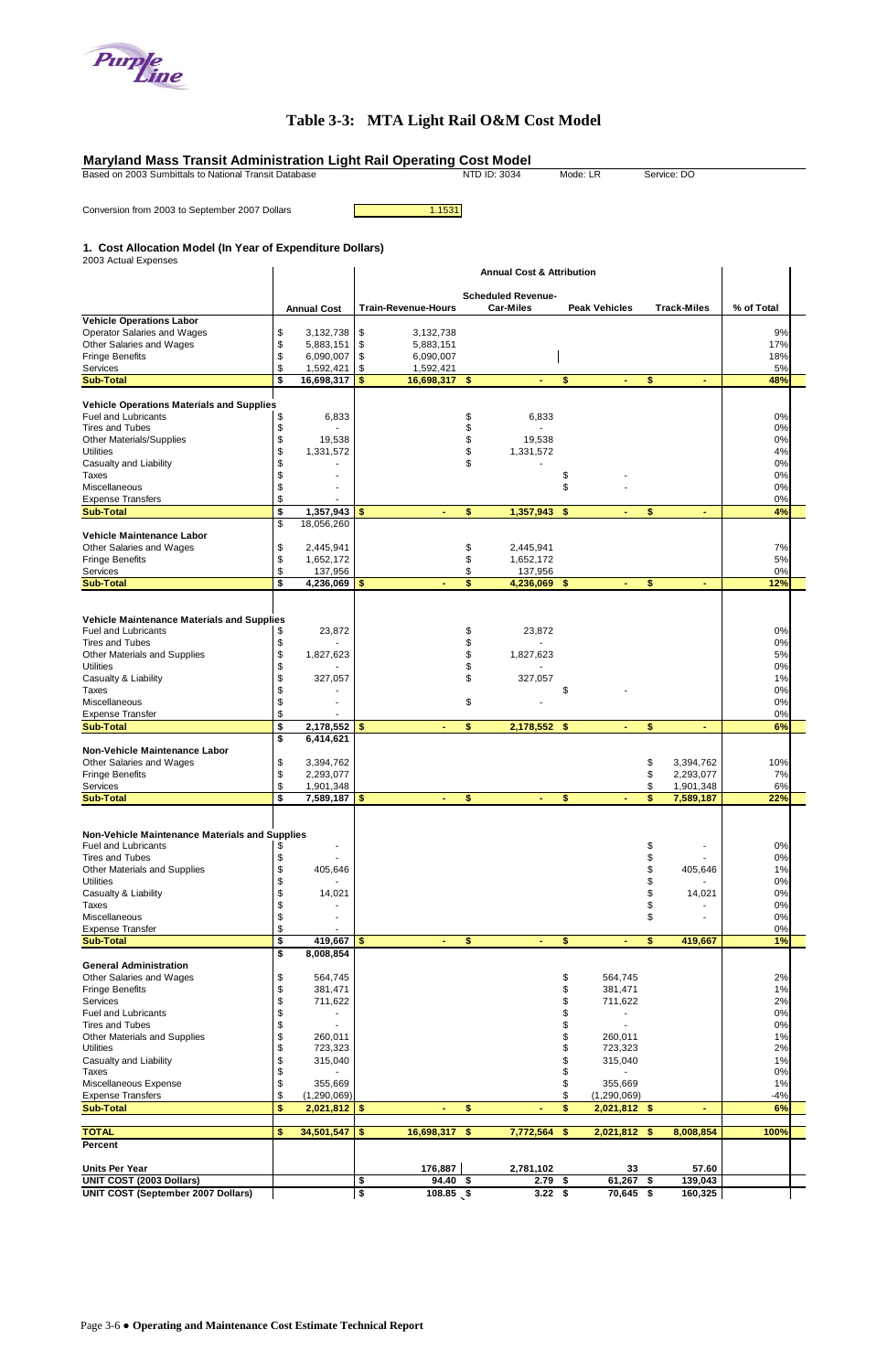# Table 3-3: MTA Light Rail O&M Cost Model

## Maryland Mass Transit Administration Light Rail Operating Cost Model

Based on 2003 Sumbittals to National Transit Database | NTD ID: 3034 | Mode: LR | Service: DO

Conversion from 2003 to September 2007 Dollars: 1.1531

### 1. Cost Allocation Model (In Year of Expenditure Dollars)

2003 Actual Expenses

| | Annual Cost | Annual Cost & Attribution: Train-Revenue-Hours | Scheduled Revenue-Car-Miles | Peak Vehicles | Track-Miles | % of Total |
|---|---|---|---|---|---|---|
| **Vehicle Operations Labor** | | | | | | |
| Operator Salaries and Wages | $ 3,132,738 | $ 3,132,738 | | | | 9% |
| Other Salaries and Wages | $ 5,883,151 | $ 5,883,151 | | | | 17% |
| Fringe Benefits | $ 6,090,007 | $ 6,090,007 | | | | 18% |
| Services | $ 1,592,421 | $ 1,592,421 | | | | 5% |
| **Sub-Total** | **$ 16,698,317** | **$ 16,698,317** | **$ -** | **$ -** | **$ -** | **48%** |
| **Vehicle Operations Materials and Supplies** | | | | | | |
| Fuel and Lubricants | $ 6,833 | | $ 6,833 | | | 0% |
| Tires and Tubes | $ - | | $ - | | | 0% |
| Other Materials/Supplies | $ 19,538 | | $ 19,538 | | | 0% |
| Utilities | $ 1,331,572 | | $ 1,331,572 | | | 4% |
| Casualty and Liability | $ - | | $ - | | | 0% |
| Taxes | $ - | | | $ - | | 0% |
| Miscellaneous | $ - | | | $ - | | 0% |
| Expense Transfers | $ - | | | | | 0% |
| **Sub-Total** | **$ 1,357,943** | **$ -** | **$ 1,357,943** | **$ -** | **$ -** | **4%** |
| | $ 18,056,260 | | | | | |
| **Vehicle Maintenance Labor** | | | | | | |
| Other Salaries and Wages | $ 2,445,941 | | $ 2,445,941 | | | 7% |
| Fringe Benefits | $ 1,652,172 | | $ 1,652,172 | | | 5% |
| Services | $ 137,956 | | $ 137,956 | | | 0% |
| **Sub-Total** | **$ 4,236,069** | **$ -** | **$ 4,236,069** | **$ -** | **$ -** | **12%** |
| **Vehicle Maintenance Materials and Supplies** | | | | | | |
| Fuel and Lubricants | $ 23,872 | | $ 23,872 | | | 0% |
| Tires and Tubes | $ - | | $ - | | | 0% |
| Other Materials and Supplies | $ 1,827,623 | | $ 1,827,623 | | | 5% |
| Utilities | $ - | | $ - | | | 0% |
| Casualty & Liability | $ 327,057 | | $ 327,057 | | | 1% |
| Taxes | $ - | | | $ - | | 0% |
| Miscellaneous | $ - | | $ - | | | 0% |
| Expense Transfer | $ - | | | | | 0% |
| **Sub-Total** | **$ 2,178,552** | **$ -** | **$ 2,178,552** | **$ -** | **$ -** | **6%** |
| | **$ 6,414,621** | | | | | |
| **Non-Vehicle Maintenance Labor** | | | | | | |
| Other Salaries and Wages | $ 3,394,762 | | | | $ 3,394,762 | 10% |
| Fringe Benefits | $ 2,293,077 | | | | $ 2,293,077 | 7% |
| Services | $ 1,901,348 | | | | $ 1,901,348 | 6% |
| **Sub-Total** | **$ 7,589,187** | **$ -** | **$ -** | **$ -** | **$ 7,589,187** | **22%** |
| **Non-Vehicle Maintenance Materials and Supplies** | | | | | | |
| Fuel and Lubricants | $ - | | | | $ - | 0% |
| Tires and Tubes | $ - | | | | $ - | 0% |
| Other Materials and Supplies | $ 405,646 | | | | $ 405,646 | 1% |
| Utilities | $ - | | | | $ - | 0% |
| Casualty & Liability | $ 14,021 | | | | $ 14,021 | 0% |
| Taxes | $ - | | | | $ - | 0% |
| Miscellaneous | $ - | | | | $ - | 0% |
| Expense Transfer | $ - | | | | | 0% |
| **Sub-Total** | **$ 419,667** | **$ -** | **$ -** | **$ -** | **$ 419,667** | **1%** |
| | **$ 8,008,854** | | | | | |
| **General Administration** | | | | | | |
| Other Salaries and Wages | $ 564,745 | | | $ 564,745 | | 2% |
| Fringe Benefits | $ 381,471 | | | $ 381,471 | | 1% |
| Services | $ 711,622 | | | $ 711,622 | | 2% |
| Fuel and Lubricants | $ - | | | $ - | | 0% |
| Tires and Tubes | $ - | | | $ - | | 0% |
| Other Materials and Supplies | $ 260,011 | | | $ 260,011 | | 1% |
| Utilities | $ 723,323 | | | $ 723,323 | | 2% |
| Casualty and Liability | $ 315,040 | | | $ 315,040 | | 1% |
| Taxes | $ - | | | $ - | | 0% |
| Miscellaneous Expense | $ 355,669 | | | $ 355,669 | | 1% |
| Expense Transfers | $ (1,290,069) | | | $ (1,290,069) | | -4% |
| **Sub-Total** | **$ 2,021,812** | **$ -** | **$ -** | **$ 2,021,812** | **$ -** | **6%** |
| **TOTAL** | **$ 34,501,547** | **$ 16,698,317** | **$ 7,772,564** | **$ 2,021,812** | **$ 8,008,854** | **100%** |
| **Percent** | | | | | | |
| **Units Per Year** | | 176,887 | 2,781,102 | 33 | 57.60 | |
| **UNIT COST (2003 Dollars)** | | $ 94.40 | $ 2.79 | $ 61,267 | $ 139,043 | |
| **UNIT COST (September 2007 Dollars)** | | $ 108.85 | $ 3.22 | $ 70,645 | $ 160,325 | |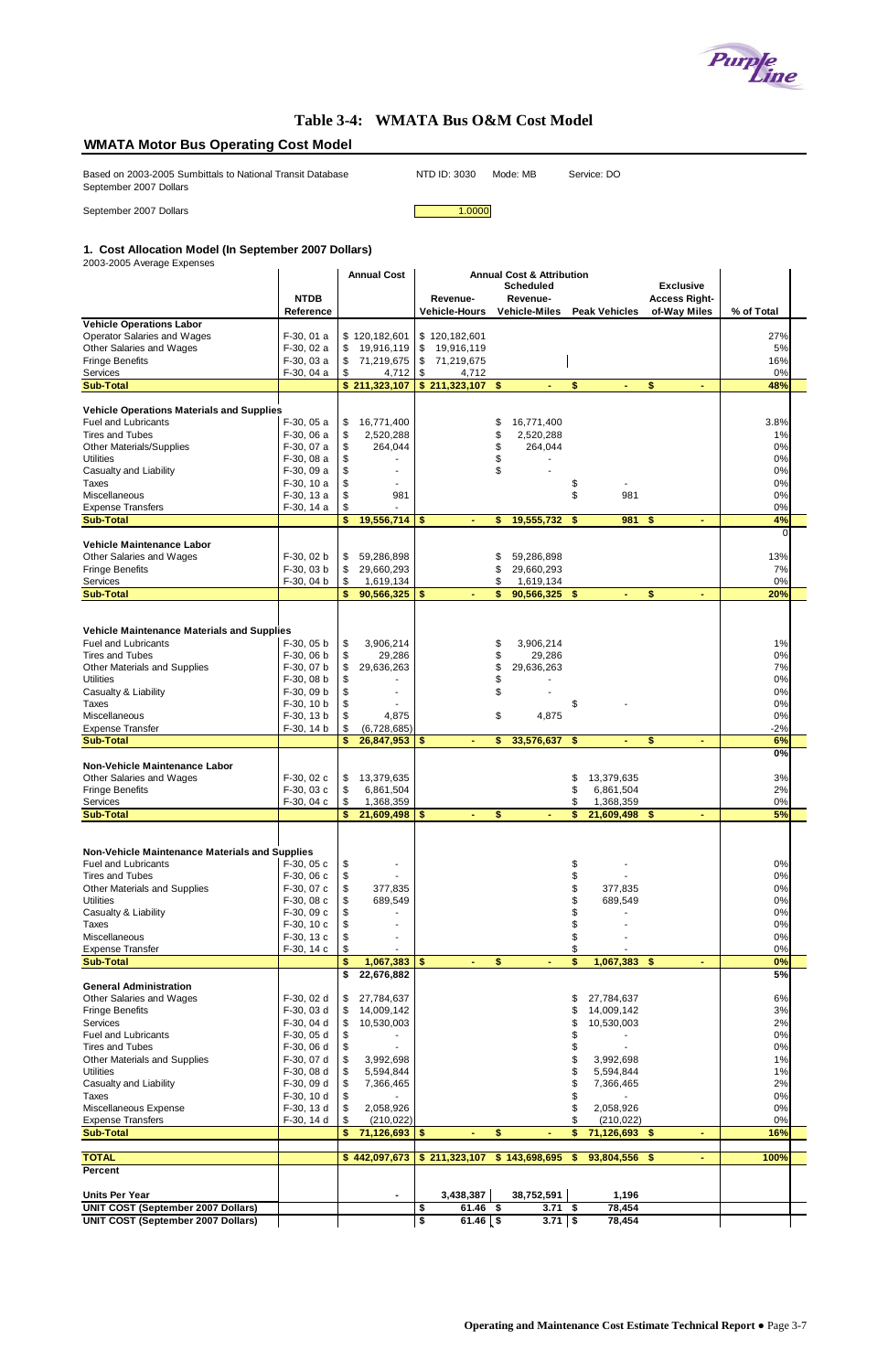# Table 3-4: WMATA Bus O&M Cost Model

## WMATA Motor Bus Operating Cost Model

Based on 2003-2005 Sumbittals to National Transit Database
September 2007 Dollars

NTD ID: 3030 Mode: MB Service: DO

September 2007 Dollars 1.0000

### 1. Cost Allocation Model (In September 2007 Dollars)

2003-2005 Average Expenses

| | NTDB Reference | Annual Cost | Revenue-Vehicle-Hours | Scheduled Revenue-Vehicle-Miles | Peak Vehicles | Exclusive Access Right-of-Way Miles | % of Total |
|---|---|---|---|---|---|---|---|
| **Vehicle Operations Labor** | | | | | | | |
| Operator Salaries and Wages | F-30, 01 a | $ 120,182,601 | $ 120,182,601 | | | | 27% |
| Other Salaries and Wages | F-30, 02 a | $ 19,916,119 | $ 19,916,119 | | | | 5% |
| Fringe Benefits | F-30, 03 a | $ 71,219,675 | $ 71,219,675 | | | | 16% |
| Services | F-30, 04 a | $ 4,712 | $ 4,712 | | | | 0% |
| **Sub-Total** | | **$ 211,323,107** | **$ 211,323,107** | **$ -** | **$ -** | **$ -** | **48%** |
| **Vehicle Operations Materials and Supplies** | | | | | | | |
| Fuel and Lubricants | F-30, 05 a | $ 16,771,400 | | $ 16,771,400 | | | 3.8% |
| Tires and Tubes | F-30, 06 a | $ 2,520,288 | | $ 2,520,288 | | | 1% |
| Other Materials/Supplies | F-30, 07 a | $ 264,044 | | $ 264,044 | | | 0% |
| Utilities | F-30, 08 a | $ - | | $ - | | | 0% |
| Casualty and Liability | F-30, 09 a | $ - | | $ - | | | 0% |
| Taxes | F-30, 10 a | $ - | | | $ - | | 0% |
| Miscellaneous | F-30, 13 a | $ 981 | | | $ 981 | | 0% |
| Expense Transfers | F-30, 14 a | $ - | | | | | 0% |
| **Sub-Total** | | **$ 19,556,714** | **$ -** | **$ 19,555,732** | **$ 981** | **$ -** | **4%** |
| | | | | | | | 0 |
| **Vehicle Maintenance Labor** | | | | | | | |
| Other Salaries and Wages | F-30, 02 b | $ 59,286,898 | | $ 59,286,898 | | | 13% |
| Fringe Benefits | F-30, 03 b | $ 29,660,293 | | $ 29,660,293 | | | 7% |
| Services | F-30, 04 b | $ 1,619,134 | | $ 1,619,134 | | | 0% |
| **Sub-Total** | | **$ 90,566,325** | **$ -** | **$ 90,566,325** | **$ -** | **$ -** | **20%** |
| **Vehicle Maintenance Materials and Supplies** | | | | | | | |
| Fuel and Lubricants | F-30, 05 b | $ 3,906,214 | | $ 3,906,214 | | | 1% |
| Tires and Tubes | F-30, 06 b | $ 29,286 | | $ 29,286 | | | 0% |
| Other Materials and Supplies | F-30, 07 b | $ 29,636,263 | | $ 29,636,263 | | | 7% |
| Utilities | F-30, 08 b | $ - | | $ - | | | 0% |
| Casualty & Liability | F-30, 09 b | $ - | | $ - | | | 0% |
| Taxes | F-30, 10 b | $ - | | | $ - | | 0% |
| Miscellaneous | F-30, 13 b | $ 4,875 | | $ 4,875 | | | 0% |
| Expense Transfer | F-30, 14 b | $ (6,728,685) | | | | | -2% |
| **Sub-Total** | | **$ 26,847,953** | **$ -** | **$ 33,576,637** | **$ -** | **$ -** | **6%** |
| | | | | | | | **0%** |
| **Non-Vehicle Maintenance Labor** | | | | | | | |
| Other Salaries and Wages | F-30, 02 c | $ 13,379,635 | | | $ 13,379,635 | | 3% |
| Fringe Benefits | F-30, 03 c | $ 6,861,504 | | | $ 6,861,504 | | 2% |
| Services | F-30, 04 c | $ 1,368,359 | | | $ 1,368,359 | | 0% |
| **Sub-Total** | | **$ 21,609,498** | **$ -** | **$ -** | **$ 21,609,498** | **$ -** | **5%** |
| **Non-Vehicle Maintenance Materials and Supplies** | | | | | | | |
| Fuel and Lubricants | F-30, 05 c | $ - | | | $ - | | 0% |
| Tires and Tubes | F-30, 06 c | $ - | | | $ - | | 0% |
| Other Materials and Supplies | F-30, 07 c | $ 377,835 | | | $ 377,835 | | 0% |
| Utilities | F-30, 08 c | $ 689,549 | | | $ 689,549 | | 0% |
| Casualty & Liability | F-30, 09 c | $ - | | | $ - | | 0% |
| Taxes | F-30, 10 c | $ - | | | $ - | | 0% |
| Miscellaneous | F-30, 13 c | $ - | | | $ - | | 0% |
| Expense Transfer | F-30, 14 c | $ - | | | $ - | | 0% |
| **Sub-Total** | | **$ 1,067,383** | **$ -** | **$ -** | **$ 1,067,383** | **$ -** | **0%** |
| | | $ 22,676,882 | | | | | 5% |
| **General Administration** | | | | | | | |
| Other Salaries and Wages | F-30, 02 d | $ 27,784,637 | | | $ 27,784,637 | | 6% |
| Fringe Benefits | F-30, 03 d | $ 14,009,142 | | | $ 14,009,142 | | 3% |
| Services | F-30, 04 d | $ 10,530,003 | | | $ 10,530,003 | | 2% |
| Fuel and Lubricants | F-30, 05 d | $ - | | | $ - | | 0% |
| Tires and Tubes | F-30, 06 d | $ - | | | $ - | | 0% |
| Other Materials and Supplies | F-30, 07 d | $ 3,992,698 | | | $ 3,992,698 | | 1% |
| Utilities | F-30, 08 d | $ 5,594,844 | | | $ 5,594,844 | | 1% |
| Casualty and Liability | F-30, 09 d | $ 7,366,465 | | | $ 7,366,465 | | 2% |
| Taxes | F-30, 10 d | $ - | | | $ - | | 0% |
| Miscellaneous Expense | F-30, 13 d | $ 2,058,926 | | | $ 2,058,926 | | 0% |
| Expense Transfers | F-30, 14 d | $ (210,022) | | | $ (210,022) | | 0% |
| **Sub-Total** | | **$ 71,126,693** | **$ -** | **$ -** | **$ 71,126,693** | **$ -** | **16%** |
| **TOTAL** | | **$ 442,097,673** | **$ 211,323,107** | **$ 143,698,695** | **$ 93,804,556** | **$ -** | **100%** |
| **Percent** | | | | | | | |
| **Units Per Year** | | - | 3,438,387 | 38,752,591 | 1,196 | | |
| **UNIT COST (September 2007 Dollars)** | | | $ 61.46 | $ 3.71 | $ 78,454 | | |
| **UNIT COST (September 2007 Dollars)** | | | $ 61.46 | $ 3.71 | $ 78,454 | | |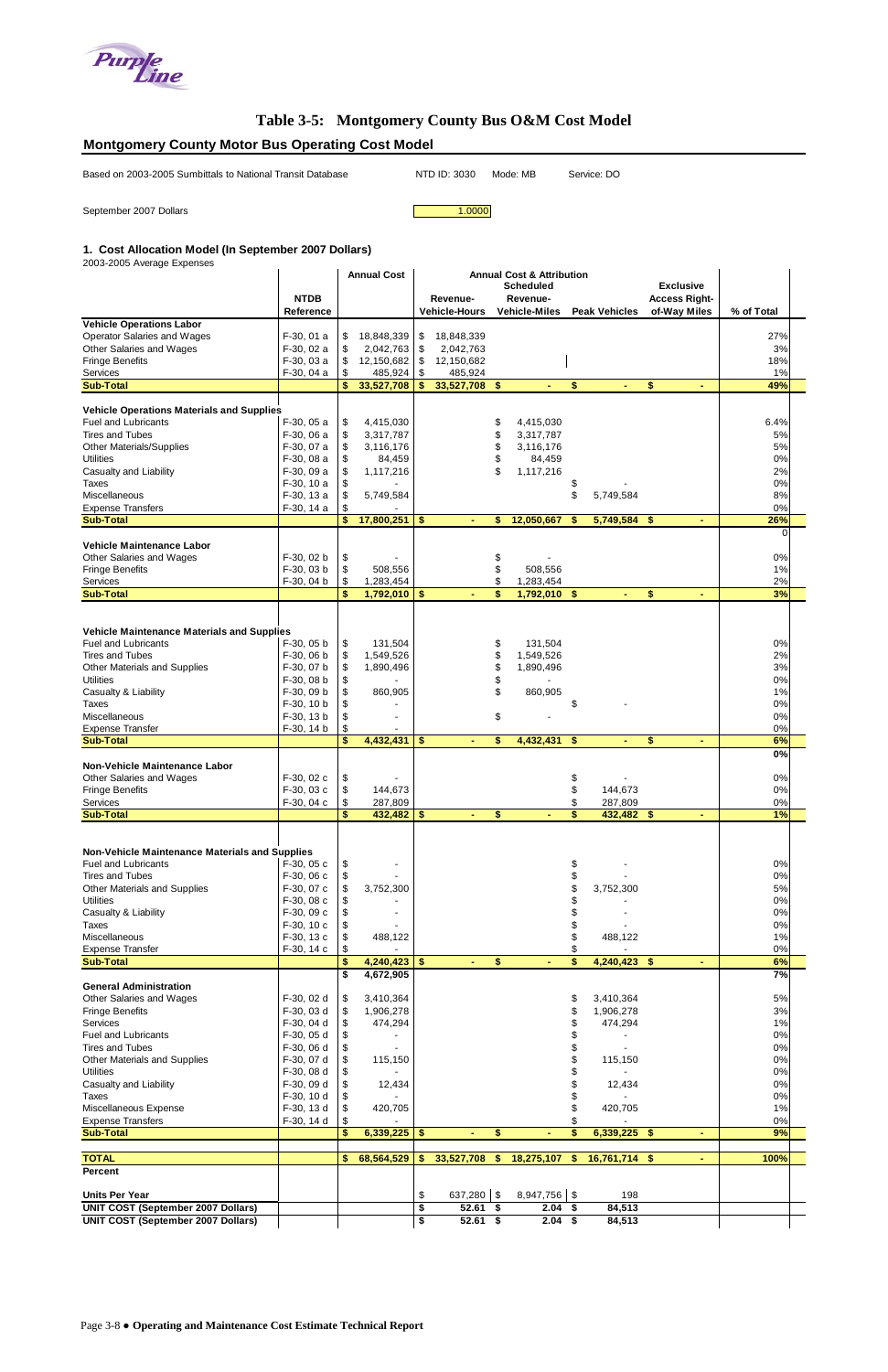# Table 3-5: Montgomery County Bus O&M Cost Model

## Montgomery County Motor Bus Operating Cost Model

Based on 2003-2005 Sumbittals to National Transit Database NTD ID: 3030 Mode: MB Service: DO

September 2007 Dollars 1.0000

### 1. Cost Allocation Model (In September 2007 Dollars)

2003-2005 Average Expenses

| | NTDB Reference | Annual Cost | Revenue-Vehicle-Hours | Scheduled Revenue-Vehicle-Miles | Peak Vehicles | Exclusive Access Right-of-Way Miles | % of Total |
|---|---|---|---|---|---|---|---|
| | | | Annual Cost & Attribution | | | | |
| **Vehicle Operations Labor** | | | | | | | |
| Operator Salaries and Wages | F-30, 01 a | $ 18,848,339 | $ 18,848,339 | | | | 27% |
| Other Salaries and Wages | F-30, 02 a | $ 2,042,763 | $ 2,042,763 | | | | 3% |
| Fringe Benefits | F-30, 03 a | $ 12,150,682 | $ 12,150,682 | | | | 18% |
| Services | F-30, 04 a | $ 485,924 | $ 485,924 | | | | 1% |
| **Sub-Total** | | **$ 33,527,708** | **$ 33,527,708** | **$ -** | **$ -** | **$ -** | **49%** |
| **Vehicle Operations Materials and Supplies** | | | | | | | |
| Fuel and Lubricants | F-30, 05 a | $ 4,415,030 | | $ 4,415,030 | | | 6.4% |
| Tires and Tubes | F-30, 06 a | $ 3,317,787 | | $ 3,317,787 | | | 5% |
| Other Materials/Supplies | F-30, 07 a | $ 3,116,176 | | $ 3,116,176 | | | 5% |
| Utilities | F-30, 08 a | $ 84,459 | | $ 84,459 | | | 0% |
| Casualty and Liability | F-30, 09 a | $ 1,117,216 | | $ 1,117,216 | | | 2% |
| Taxes | F-30, 10 a | $ - | | | $ - | | 0% |
| Miscellaneous | F-30, 13 a | $ 5,749,584 | | | $ 5,749,584 | | 8% |
| Expense Transfers | F-30, 14 a | $ - | | | | | 0% |
| **Sub-Total** | | **$ 17,800,251** | **$ -** | **$ 12,050,667** | **$ 5,749,584** | **$ -** | **26%** |
| | | | | | | | 0 |
| **Vehicle Maintenance Labor** | | | | | | | |
| Other Salaries and Wages | F-30, 02 b | $ - | | $ - | | | 0% |
| Fringe Benefits | F-30, 03 b | $ 508,556 | | $ 508,556 | | | 1% |
| Services | F-30, 04 b | $ 1,283,454 | | $ 1,283,454 | | | 2% |
| **Sub-Total** | | **$ 1,792,010** | **$ -** | **$ 1,792,010** | **$ -** | **$ -** | **3%** |
| **Vehicle Maintenance Materials and Supplies** | | | | | | | |
| Fuel and Lubricants | F-30, 05 b | $ 131,504 | | $ 131,504 | | | 0% |
| Tires and Tubes | F-30, 06 b | $ 1,549,526 | | $ 1,549,526 | | | 2% |
| Other Materials and Supplies | F-30, 07 b | $ 1,890,496 | | $ 1,890,496 | | | 3% |
| Utilities | F-30, 08 b | $ - | | $ - | | | 0% |
| Casualty & Liability | F-30, 09 b | $ 860,905 | | $ 860,905 | | | 1% |
| Taxes | F-30, 10 b | $ - | | | $ - | | 0% |
| Miscellaneous | F-30, 13 b | $ - | | $ - | | | 0% |
| Expense Transfer | F-30, 14 b | $ - | | | | | 0% |
| **Sub-Total** | | **$ 4,432,431** | **$ -** | **$ 4,432,431** | **$ -** | **$ -** | **6%** |
| | | | | | | | **0%** |
| **Non-Vehicle Maintenance Labor** | | | | | | | |
| Other Salaries and Wages | F-30, 02 c | $ - | | | $ - | | 0% |
| Fringe Benefits | F-30, 03 c | $ 144,673 | | | $ 144,673 | | 0% |
| Services | F-30, 04 c | $ 287,809 | | | $ 287,809 | | 0% |
| **Sub-Total** | | **$ 432,482** | **$ -** | **$ -** | **$ 432,482** | **$ -** | **1%** |
| **Non-Vehicle Maintenance Materials and Supplies** | | | | | | | |
| Fuel and Lubricants | F-30, 05 c | $ - | | | $ - | | 0% |
| Tires and Tubes | F-30, 06 c | $ - | | | $ - | | 0% |
| Other Materials and Supplies | F-30, 07 c | $ 3,752,300 | | | $ 3,752,300 | | 5% |
| Utilities | F-30, 08 c | $ - | | | $ - | | 0% |
| Casualty & Liability | F-30, 09 c | $ - | | | $ - | | 0% |
| Taxes | F-30, 10 c | $ - | | | $ - | | 0% |
| Miscellaneous | F-30, 13 c | $ 488,122 | | | $ 488,122 | | 1% |
| Expense Transfer | F-30, 14 c | $ - | | | $ - | | 0% |
| **Sub-Total** | | **$ 4,240,423** | **$ -** | **$ -** | **$ 4,240,423** | **$ -** | **6%** |
| | | $ 4,672,905 | | | | | 7% |
| **General Administration** | | | | | | | |
| Other Salaries and Wages | F-30, 02 d | $ 3,410,364 | | | $ 3,410,364 | | 5% |
| Fringe Benefits | F-30, 03 d | $ 1,906,278 | | | $ 1,906,278 | | 3% |
| Services | F-30, 04 d | $ 474,294 | | | $ 474,294 | | 1% |
| Fuel and Lubricants | F-30, 05 d | $ - | | | $ - | | 0% |
| Tires and Tubes | F-30, 06 d | $ - | | | $ - | | 0% |
| Other Materials and Supplies | F-30, 07 d | $ 115,150 | | | $ 115,150 | | 0% |
| Utilities | F-30, 08 d | $ - | | | $ - | | 0% |
| Casualty and Liability | F-30, 09 d | $ 12,434 | | | $ 12,434 | | 0% |
| Taxes | F-30, 10 d | $ - | | | $ - | | 0% |
| Miscellaneous Expense | F-30, 13 d | $ 420,705 | | | $ 420,705 | | 1% |
| Expense Transfers | F-30, 14 d | $ - | | | $ - | | 0% |
| **Sub-Total** | | **$ 6,339,225** | **$ -** | **$ -** | **$ 6,339,225** | **$ -** | **9%** |
| **TOTAL** | | **$ 68,564,529** | **$ 33,527,708** | **$ 18,275,107** | **$ 16,761,714** | **$ -** | **100%** |
| **Percent** | | | | | | | |
| **Units Per Year** | | | $ 637,280 | $ 8,947,756 | $ 198 | | |
| **UNIT COST (September 2007 Dollars)** | | | **$ 52.61** | **$ 2.04** | **$ 84,513** | | |
| **UNIT COST (September 2007 Dollars)** | | | **$ 52.61** | **$ 2.04** | **$ 84,513** | | |

Page 3-8 ● **Operating and Maintenance Cost Estimate Technical Report**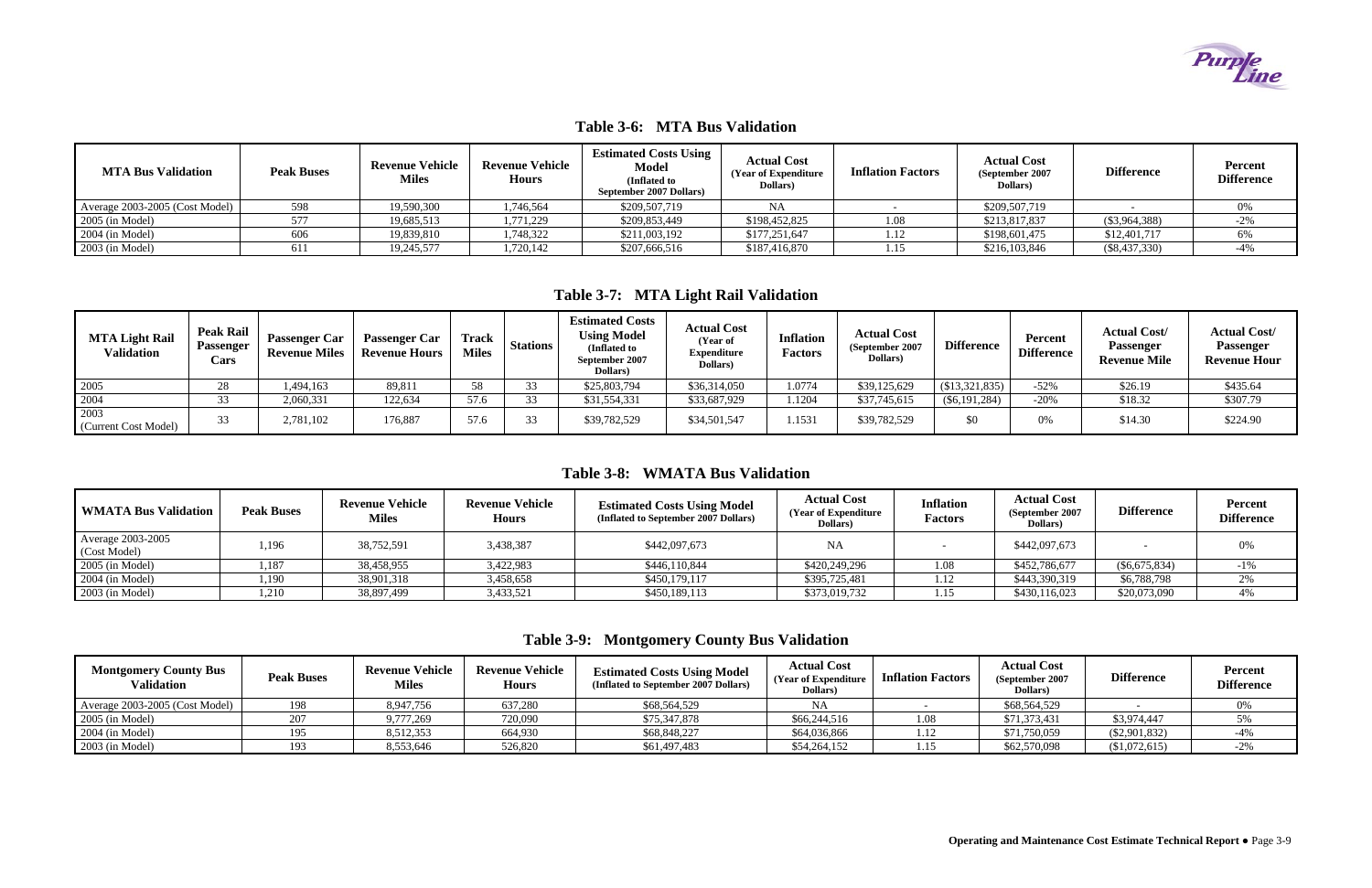## Table 3-6: MTA Bus Validation

| MTA Bus Validation | Peak Buses | Revenue Vehicle Miles | Revenue Vehicle Hours | Estimated Costs Using Model (Inflated to September 2007 Dollars) | Actual Cost (Year of Expenditure Dollars) | Inflation Factors | Actual Cost (September 2007 Dollars) | Difference | Percent Difference |
|---|---|---|---|---|---|---|---|---|---|
| Average 2003-2005 (Cost Model) | 598 | 19,590,300 | 1,746,564 | $209,507,719 | NA | - | $209,507,719 | - | 0% |
| 2005 (in Model) | 577 | 19,685,513 | 1,771,229 | $209,853,449 | $198,452,825 | 1.08 | $213,817,837 | ($3,964,388) | -2% |
| 2004 (in Model) | 606 | 19,839,810 | 1,748,322 | $211,003,192 | $177,251,647 | 1.12 | $198,601,475 | $12,401,717 | 6% |
| 2003 (in Model) | 611 | 19,245,577 | 1,720,142 | $207,666,516 | $187,416,870 | 1.15 | $216,103,846 | ($8,437,330) | -4% |

## Table 3-7: MTA Light Rail Validation

| MTA Light Rail Validation | Peak Rail Passenger Cars | Passenger Car Revenue Miles | Passenger Car Revenue Hours | Track Miles | Stations | Estimated Costs Using Model (Inflated to September 2007 Dollars) | Actual Cost (Year of Expenditure Dollars) | Inflation Factors | Actual Cost (September 2007 Dollars) | Difference | Percent Difference | Actual Cost/ Passenger Revenue Mile | Actual Cost/ Passenger Revenue Hour |
|---|---|---|---|---|---|---|---|---|---|---|---|---|---|
| 2005 | 28 | 1,494,163 | 89,811 | 58 | 33 | $25,803,794 | $36,314,050 | 1.0774 | $39,125,629 | ($13,321,835) | -52% | $26.19 | $435.64 |
| 2004 | 33 | 2,060,331 | 122,634 | 57.6 | 33 | $31,554,331 | $33,687,929 | 1.1204 | $37,745,615 | ($6,191,284) | -20% | $18.32 | $307.79 |
| 2003 (Current Cost Model) | 33 | 2,781,102 | 176,887 | 57.6 | 33 | $39,782,529 | $34,501,547 | 1.1531 | $39,782,529 | $0 | 0% | $14.30 | $224.90 |

## Table 3-8: WMATA Bus Validation

| WMATA Bus Validation | Peak Buses | Revenue Vehicle Miles | Revenue Vehicle Hours | Estimated Costs Using Model (Inflated to September 2007 Dollars) | Actual Cost (Year of Expenditure Dollars) | Inflation Factors | Actual Cost (September 2007 Dollars) | Difference | Percent Difference |
|---|---|---|---|---|---|---|---|---|---|
| Average 2003-2005 (Cost Model) | 1,196 | 38,752,591 | 3,438,387 | $442,097,673 | NA | - | $442,097,673 | - | 0% |
| 2005 (in Model) | 1,187 | 38,458,955 | 3,422,983 | $446,110,844 | $420,249,296 | 1.08 | $452,786,677 | ($6,675,834) | -1% |
| 2004 (in Model) | 1,190 | 38,901,318 | 3,458,658 | $450,179,117 | $395,725,481 | 1.12 | $443,390,319 | $6,788,798 | 2% |
| 2003 (in Model) | 1,210 | 38,897,499 | 3,433,521 | $450,189,113 | $373,019,732 | 1.15 | $430,116,023 | $20,073,090 | 4% |

## Table 3-9: Montgomery County Bus Validation

| Montgomery County Bus Validation | Peak Buses | Revenue Vehicle Miles | Revenue Vehicle Hours | Estimated Costs Using Model (Inflated to September 2007 Dollars) | Actual Cost (Year of Expenditure Dollars) | Inflation Factors | Actual Cost (September 2007 Dollars) | Difference | Percent Difference |
|---|---|---|---|---|---|---|---|---|---|
| Average 2003-2005 (Cost Model) | 198 | 8,947,756 | 637,280 | $68,564,529 | NA | - | $68,564,529 | - | 0% |
| 2005 (in Model) | 207 | 9,777,269 | 720,090 | $75,347,878 | $66,244,516 | 1.08 | $71,373,431 | $3,974,447 | 5% |
| 2004 (in Model) | 195 | 8,512,353 | 664,930 | $68,848,227 | $64,036,866 | 1.12 | $71,750,059 | ($2,901,832) | -4% |
| 2003 (in Model) | 193 | 8,553,646 | 526,820 | $61,497,483 | $54,264,152 | 1.15 | $62,570,098 | ($1,072,615) | -2% |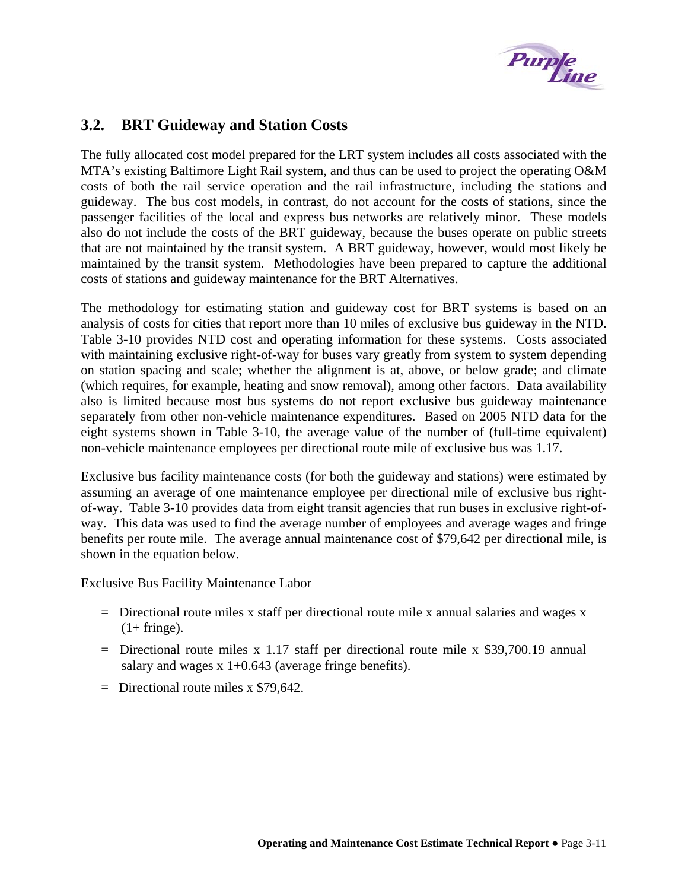## 3.2. BRT Guideway and Station Costs

The fully allocated cost model prepared for the LRT system includes all costs associated with the MTA's existing Baltimore Light Rail system, and thus can be used to project the operating O&M costs of both the rail service operation and the rail infrastructure, including the stations and guideway. The bus cost models, in contrast, do not account for the costs of stations, since the passenger facilities of the local and express bus networks are relatively minor. These models also do not include the costs of the BRT guideway, because the buses operate on public streets that are not maintained by the transit system. A BRT guideway, however, would most likely be maintained by the transit system. Methodologies have been prepared to capture the additional costs of stations and guideway maintenance for the BRT Alternatives.

The methodology for estimating station and guideway cost for BRT systems is based on an analysis of costs for cities that report more than 10 miles of exclusive bus guideway in the NTD. Table 3-10 provides NTD cost and operating information for these systems. Costs associated with maintaining exclusive right-of-way for buses vary greatly from system to system depending on station spacing and scale; whether the alignment is at, above, or below grade; and climate (which requires, for example, heating and snow removal), among other factors. Data availability also is limited because most bus systems do not report exclusive bus guideway maintenance separately from other non-vehicle maintenance expenditures. Based on 2005 NTD data for the eight systems shown in Table 3-10, the average value of the number of (full-time equivalent) non-vehicle maintenance employees per directional route mile of exclusive bus was 1.17.

Exclusive bus facility maintenance costs (for both the guideway and stations) were estimated by assuming an average of one maintenance employee per directional mile of exclusive bus right-of-way. Table 3-10 provides data from eight transit agencies that run buses in exclusive right-of-way. This data was used to find the average number of employees and average wages and fringe benefits per route mile. The average annual maintenance cost of $79,642 per directional mile, is shown in the equation below.

Exclusive Bus Facility Maintenance Labor

= Directional route miles x staff per directional route mile x annual salaries and wages x (1+ fringe).

= Directional route miles x 1.17 staff per directional route mile x $39,700.19 annual salary and wages x 1+0.643 (average fringe benefits).

= Directional route miles x $79,642.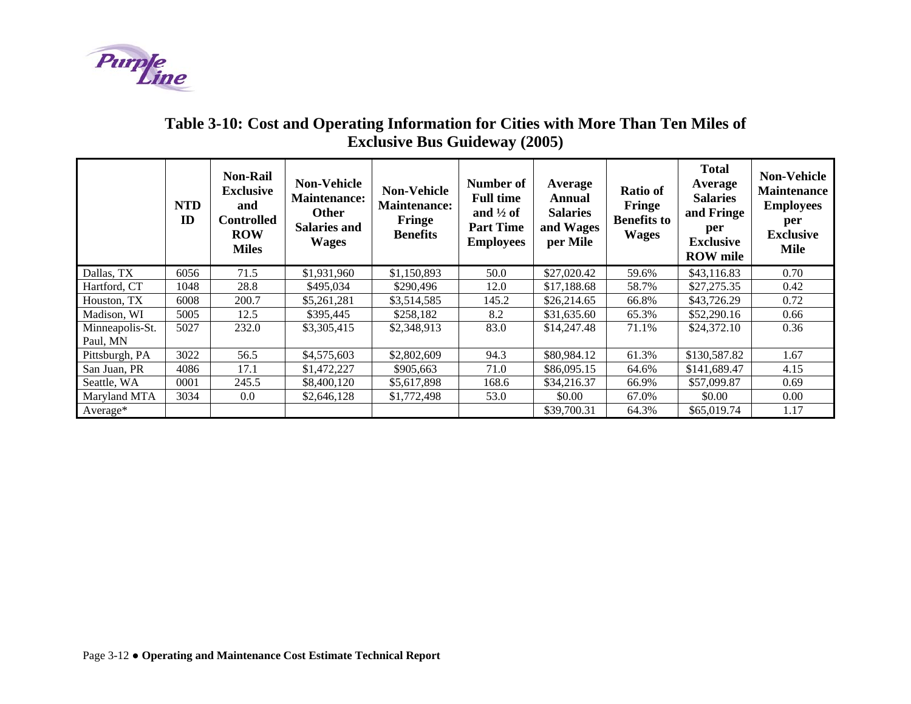## Table 3-10: Cost and Operating Information for Cities with More Than Ten Miles of Exclusive Bus Guideway (2005)

| | NTD ID | Non-Rail Exclusive and Controlled ROW Miles | Non-Vehicle Maintenance: Other Salaries and Wages | Non-Vehicle Maintenance: Fringe Benefits | Number of Full time and ½ of Part Time Employees | Average Annual Salaries and Wages per Mile | Ratio of Fringe Benefits to Wages | Total Average Salaries and Fringe per Exclusive ROW mile | Non-Vehicle Maintenance Employees per Exclusive Mile |
|---|---|---|---|---|---|---|---|---|---|
| Dallas, TX | 6056 | 71.5 | $1,931,960 | $1,150,893 | 50.0 | $27,020.42 | 59.6% | $43,116.83 | 0.70 |
| Hartford, CT | 1048 | 28.8 | $495,034 | $290,496 | 12.0 | $17,188.68 | 58.7% | $27,275.35 | 0.42 |
| Houston, TX | 6008 | 200.7 | $5,261,281 | $3,514,585 | 145.2 | $26,214.65 | 66.8% | $43,726.29 | 0.72 |
| Madison, WI | 5005 | 12.5 | $395,445 | $258,182 | 8.2 | $31,635.60 | 65.3% | $52,290.16 | 0.66 |
| Minneapolis-St. Paul, MN | 5027 | 232.0 | $3,305,415 | $2,348,913 | 83.0 | $14,247.48 | 71.1% | $24,372.10 | 0.36 |
| Pittsburgh, PA | 3022 | 56.5 | $4,575,603 | $2,802,609 | 94.3 | $80,984.12 | 61.3% | $130,587.82 | 1.67 |
| San Juan, PR | 4086 | 17.1 | $1,472,227 | $905,663 | 71.0 | $86,095.15 | 64.6% | $141,689.47 | 4.15 |
| Seattle, WA | 0001 | 245.5 | $8,400,120 | $5,617,898 | 168.6 | $34,216.37 | 66.9% | $57,099.87 | 0.69 |
| Maryland MTA | 3034 | 0.0 | $2,646,128 | $1,772,498 | 53.0 | $0.00 | 67.0% | $0.00 | 0.00 |
| Average* | | | | | | $39,700.31 | 64.3% | $65,019.74 | 1.17 |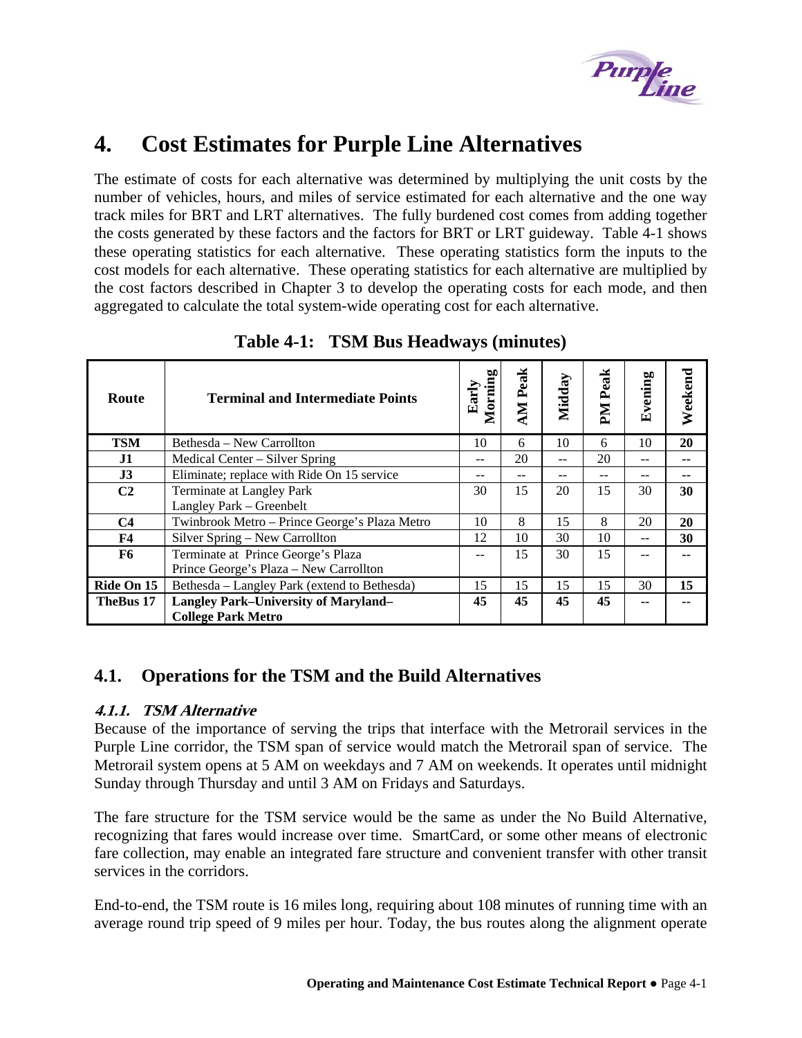# 4. Cost Estimates for Purple Line Alternatives

The estimate of costs for each alternative was determined by multiplying the unit costs by the number of vehicles, hours, and miles of service estimated for each alternative and the one way track miles for BRT and LRT alternatives. The fully burdened cost comes from adding together the costs generated by these factors and the factors for BRT or LRT guideway. Table 4-1 shows these operating statistics for each alternative. These operating statistics form the inputs to the cost models for each alternative. These operating statistics for each alternative are multiplied by the cost factors described in Chapter 3 to develop the operating costs for each mode, and then aggregated to calculate the total system-wide operating cost for each alternative.

**Table 4-1: TSM Bus Headways (minutes)**

| Route | Terminal and Intermediate Points | Early Morning | AM Peak | Midday | PM Peak | Evening | Weekend |
|---|---|---|---|---|---|---|---|
| **TSM** | Bethesda – New Carrollton | 10 | 6 | 10 | 6 | 10 | **20** |
| **J1** | Medical Center – Silver Spring | -- | 20 | -- | 20 | -- | **--** |
| **J3** | Eliminate; replace with Ride On 15 service | -- | -- | -- | -- | -- | **--** |
| **C2** | Terminate at Langley Park<br>Langley Park – Greenbelt | 30 | 15 | 20 | 15 | 30 | **30** |
| **C4** | Twinbrook Metro – Prince George's Plaza Metro | 10 | 8 | 15 | 8 | 20 | **20** |
| **F4** | Silver Spring – New Carrollton | 12 | 10 | 30 | 10 | -- | **30** |
| **F6** | Terminate at Prince George's Plaza<br>Prince George's Plaza – New Carrollton | -- | 15 | 30 | 15 | -- | **--** |
| **Ride On 15** | Bethesda – Langley Park (extend to Bethesda) | 15 | 15 | 15 | 15 | 30 | **15** |
| **TheBus 17** | **Langley Park–University of Maryland–College Park Metro** | **45** | **45** | **45** | **45** | **--** | **--** |

## 4.1. Operations for the TSM and the Build Alternatives

### *4.1.1. TSM Alternative*

Because of the importance of serving the trips that interface with the Metrorail services in the Purple Line corridor, the TSM span of service would match the Metrorail span of service. The Metrorail system opens at 5 AM on weekdays and 7 AM on weekends. It operates until midnight Sunday through Thursday and until 3 AM on Fridays and Saturdays.

The fare structure for the TSM service would be the same as under the No Build Alternative, recognizing that fares would increase over time. SmartCard, or some other means of electronic fare collection, may enable an integrated fare structure and convenient transfer with other transit services in the corridors.

End-to-end, the TSM route is 16 miles long, requiring about 108 minutes of running time with an average round trip speed of 9 miles per hour. Today, the bus routes along the alignment operate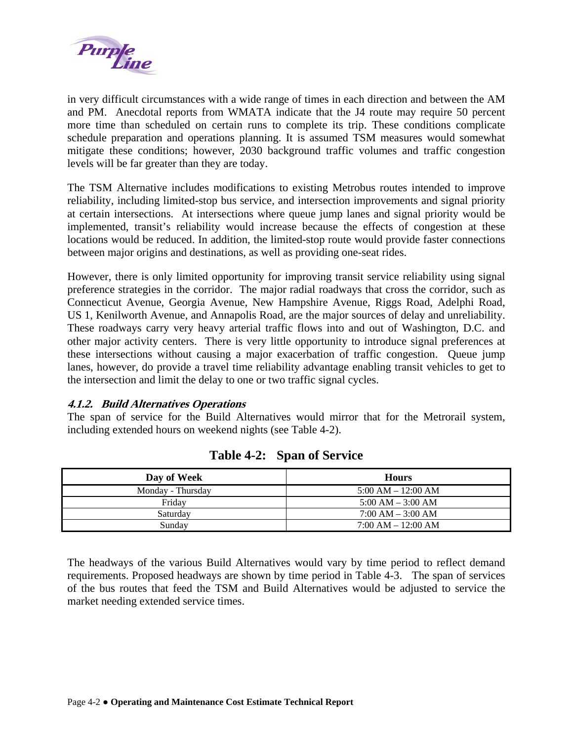in very difficult circumstances with a wide range of times in each direction and between the AM and PM. Anecdotal reports from WMATA indicate that the J4 route may require 50 percent more time than scheduled on certain runs to complete its trip. These conditions complicate schedule preparation and operations planning. It is assumed TSM measures would somewhat mitigate these conditions; however, 2030 background traffic volumes and traffic congestion levels will be far greater than they are today.

The TSM Alternative includes modifications to existing Metrobus routes intended to improve reliability, including limited-stop bus service, and intersection improvements and signal priority at certain intersections. At intersections where queue jump lanes and signal priority would be implemented, transit's reliability would increase because the effects of congestion at these locations would be reduced. In addition, the limited-stop route would provide faster connections between major origins and destinations, as well as providing one-seat rides.

However, there is only limited opportunity for improving transit service reliability using signal preference strategies in the corridor. The major radial roadways that cross the corridor, such as Connecticut Avenue, Georgia Avenue, New Hampshire Avenue, Riggs Road, Adelphi Road, US 1, Kenilworth Avenue, and Annapolis Road, are the major sources of delay and unreliability. These roadways carry very heavy arterial traffic flows into and out of Washington, D.C. and other major activity centers. There is very little opportunity to introduce signal preferences at these intersections without causing a major exacerbation of traffic congestion. Queue jump lanes, however, do provide a travel time reliability advantage enabling transit vehicles to get to the intersection and limit the delay to one or two traffic signal cycles.

#### *4.1.2. Build Alternatives Operations*

The span of service for the Build Alternatives would mirror that for the Metrorail system, including extended hours on weekend nights (see Table 4-2).

**Table 4-2: Span of Service**

| Day of Week | Hours |
|---|---|
| Monday - Thursday | 5:00 AM – 12:00 AM |
| Friday | 5:00 AM – 3:00 AM |
| Saturday | 7:00 AM – 3:00 AM |
| Sunday | 7:00 AM – 12:00 AM |

The headways of the various Build Alternatives would vary by time period to reflect demand requirements. Proposed headways are shown by time period in Table 4-3. The span of services of the bus routes that feed the TSM and Build Alternatives would be adjusted to service the market needing extended service times.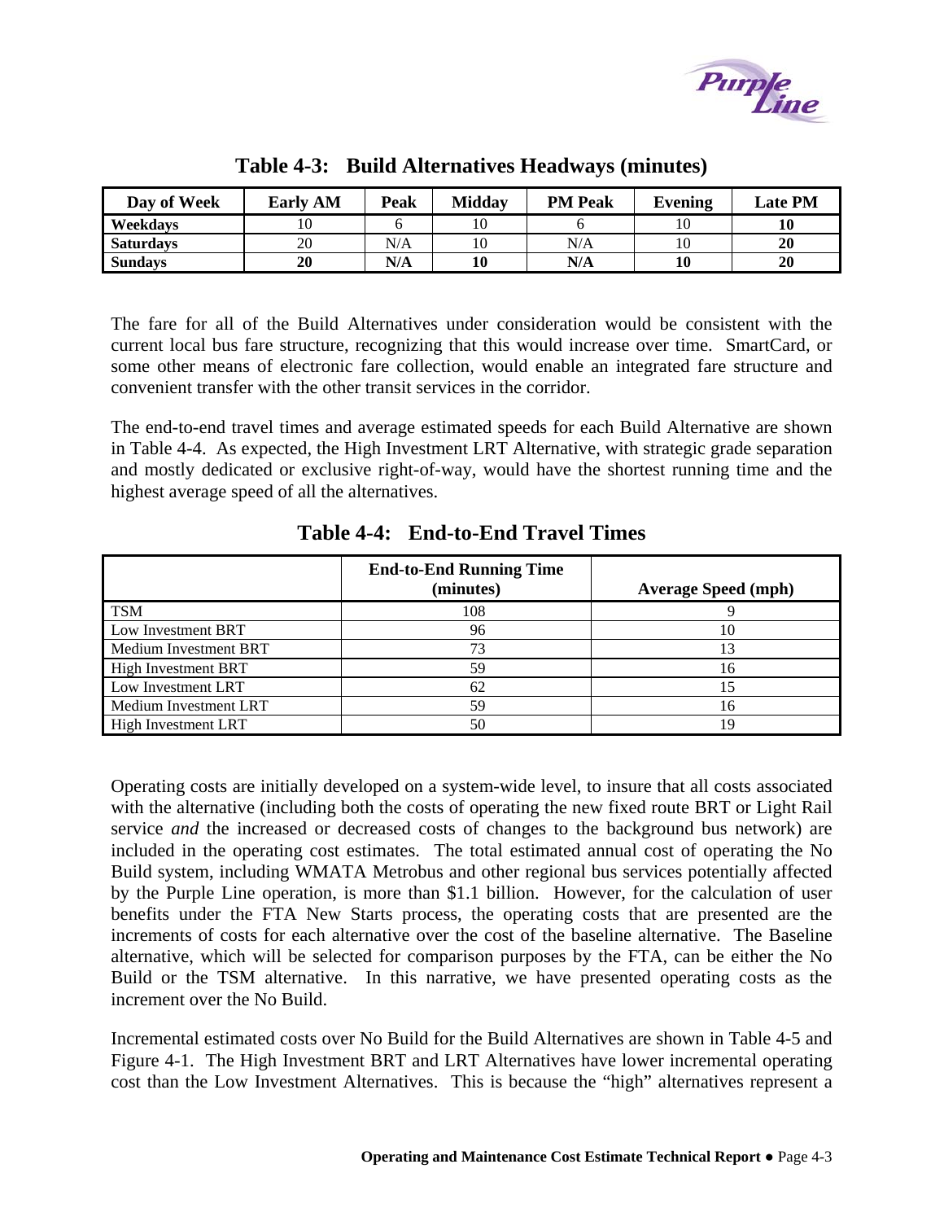**Table 4-3: Build Alternatives Headways (minutes)**

| Day of Week | Early AM | Peak | Midday | PM Peak | Evening | Late PM |
|---|---|---|---|---|---|---|
| **Weekdays** | 10 | 6 | 10 | 6 | 10 | **10** |
| **Saturdays** | 20 | N/A | 10 | N/A | 10 | **20** |
| **Sundays** | **20** | **N/A** | **10** | **N/A** | **10** | **20** |

The fare for all of the Build Alternatives under consideration would be consistent with the current local bus fare structure, recognizing that this would increase over time. SmartCard, or some other means of electronic fare collection, would enable an integrated fare structure and convenient transfer with the other transit services in the corridor.

The end-to-end travel times and average estimated speeds for each Build Alternative are shown in Table 4-4. As expected, the High Investment LRT Alternative, with strategic grade separation and mostly dedicated or exclusive right-of-way, would have the shortest running time and the highest average speed of all the alternatives.

**Table 4-4: End-to-End Travel Times**

| | End-to-End Running Time (minutes) | Average Speed (mph) |
|---|---|---|
| TSM | 108 | 9 |
| Low Investment BRT | 96 | 10 |
| Medium Investment BRT | 73 | 13 |
| High Investment BRT | 59 | 16 |
| Low Investment LRT | 62 | 15 |
| Medium Investment LRT | 59 | 16 |
| High Investment LRT | 50 | 19 |

Operating costs are initially developed on a system-wide level, to insure that all costs associated with the alternative (including both the costs of operating the new fixed route BRT or Light Rail service *and* the increased or decreased costs of changes to the background bus network) are included in the operating cost estimates. The total estimated annual cost of operating the No Build system, including WMATA Metrobus and other regional bus services potentially affected by the Purple Line operation, is more than \$1.1 billion. However, for the calculation of user benefits under the FTA New Starts process, the operating costs that are presented are the increments of costs for each alternative over the cost of the baseline alternative. The Baseline alternative, which will be selected for comparison purposes by the FTA, can be either the No Build or the TSM alternative. In this narrative, we have presented operating costs as the increment over the No Build.

Incremental estimated costs over No Build for the Build Alternatives are shown in Table 4-5 and Figure 4-1. The High Investment BRT and LRT Alternatives have lower incremental operating cost than the Low Investment Alternatives. This is because the "high" alternatives represent a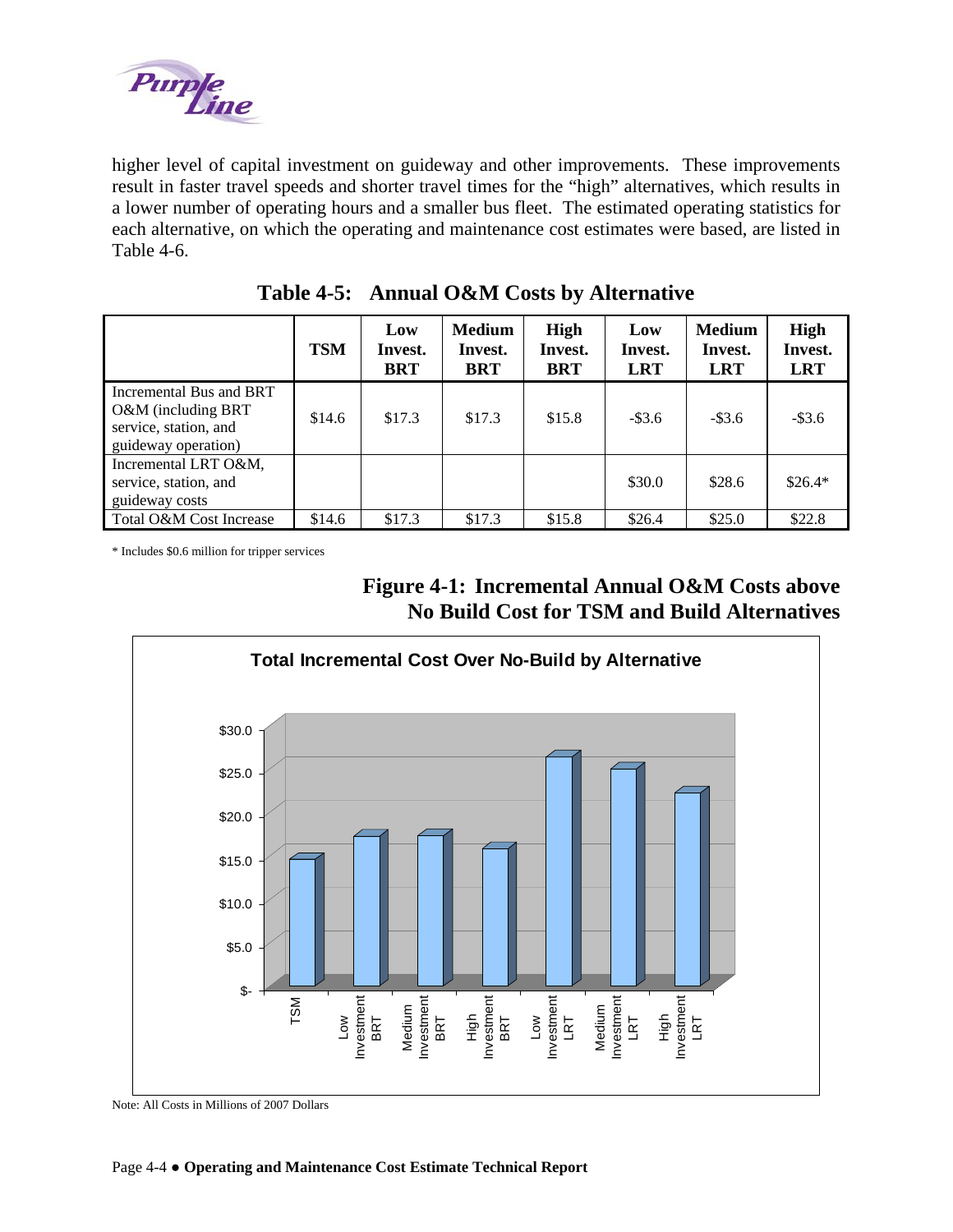higher level of capital investment on guideway and other improvements. These improvements result in faster travel speeds and shorter travel times for the "high" alternatives, which results in a lower number of operating hours and a smaller bus fleet. The estimated operating statistics for each alternative, on which the operating and maintenance cost estimates were based, are listed in Table 4-6.

**Table 4-5: Annual O&M Costs by Alternative**

| | TSM | Low Invest. BRT | Medium Invest. BRT | High Invest. BRT | Low Invest. LRT | Medium Invest. LRT | High Invest. LRT |
|---|---|---|---|---|---|---|---|
| Incremental Bus and BRT O&M (including BRT service, station, and guideway operation) | $14.6 | $17.3 | $17.3 | $15.8 | -$3.6 | -$3.6 | -$3.6 |
| Incremental LRT O&M, service, station, and guideway costs | | | | | $30.0 | $28.6 | $26.4* |
| Total O&M Cost Increase | $14.6 | $17.3 | $17.3 | $15.8 | $26.4 | $25.0 | $22.8 |

\* Includes $0.6 million for tripper services

**Figure 4-1: Incremental Annual O&M Costs above No Build Cost for TSM and Build Alternatives**

Note: All Costs in Millions of 2007 Dollars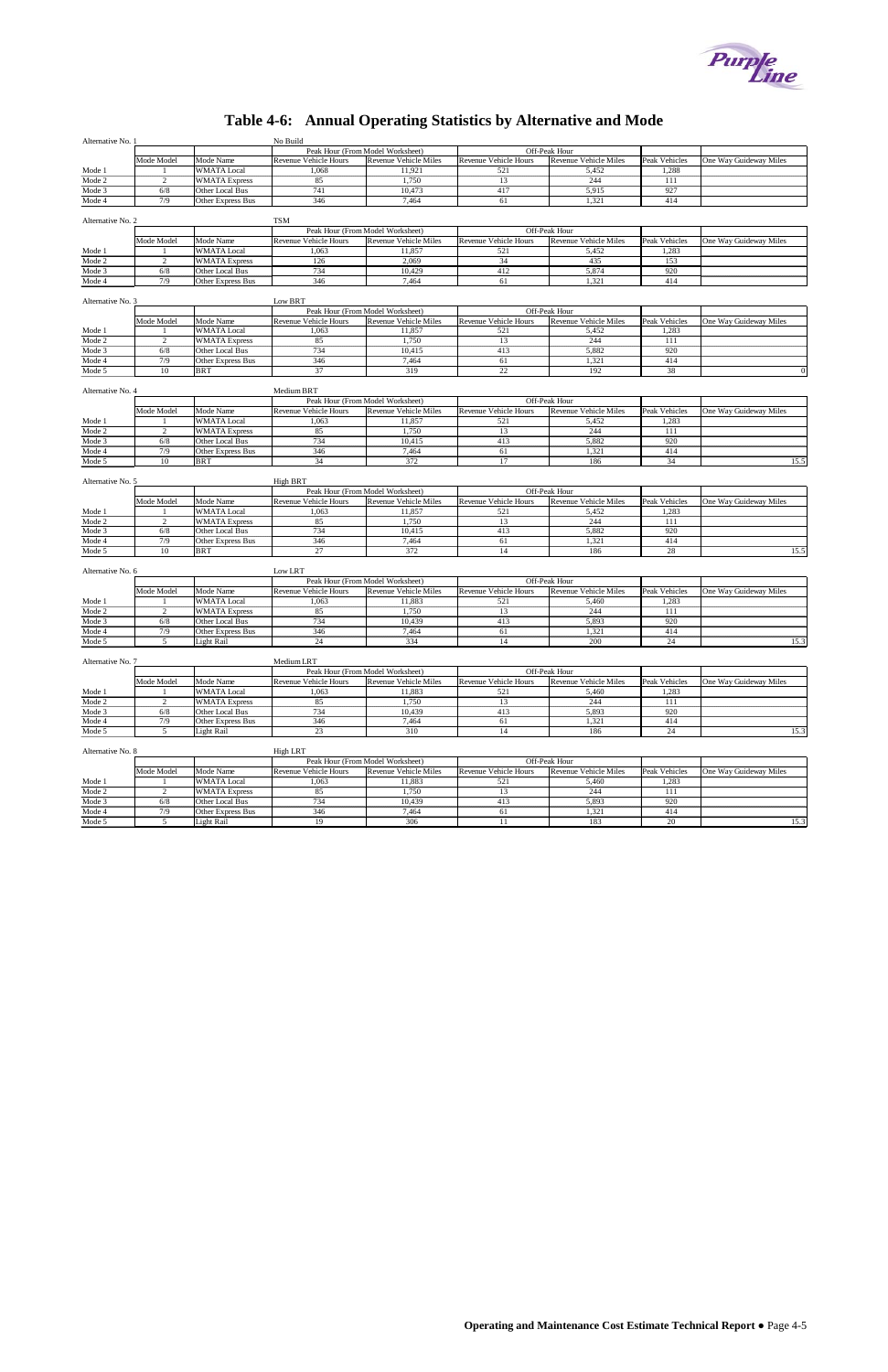# Table 4-6: Annual Operating Statistics by Alternative and Mode

**Alternative No. 1 — No Build**

| | | | Peak Hour (From Model Worksheet) | | Off-Peak Hour | | | |
|---|---|---|---|---|---|---|---|---|
| | Mode Model | Mode Name | Revenue Vehicle Hours | Revenue Vehicle Miles | Revenue Vehicle Hours | Revenue Vehicle Miles | Peak Vehicles | One Way Guideway Miles |
| Mode 1 | 1 | WMATA Local | 1,068 | 11,921 | 521 | 5,452 | 1,288 | |
| Mode 2 | 2 | WMATA Express | 85 | 1,750 | 13 | 244 | 111 | |
| Mode 3 | 6/8 | Other Local Bus | 741 | 10,473 | 417 | 5,915 | 927 | |
| Mode 4 | 7/9 | Other Express Bus | 346 | 7,464 | 61 | 1,321 | 414 | |

**Alternative No. 2 — TSM**

| | | | Peak Hour (From Model Worksheet) | | Off-Peak Hour | | | |
|---|---|---|---|---|---|---|---|---|
| | Mode Model | Mode Name | Revenue Vehicle Hours | Revenue Vehicle Miles | Revenue Vehicle Hours | Revenue Vehicle Miles | Peak Vehicles | One Way Guideway Miles |
| Mode 1 | 1 | WMATA Local | 1,063 | 11,857 | 521 | 5,452 | 1,283 | |
| Mode 2 | 2 | WMATA Express | 126 | 2,069 | 34 | 435 | 153 | |
| Mode 3 | 6/8 | Other Local Bus | 734 | 10,429 | 412 | 5,874 | 920 | |
| Mode 4 | 7/9 | Other Express Bus | 346 | 7,464 | 61 | 1,321 | 414 | |

**Alternative No. 3 — Low BRT**

| | | | Peak Hour (From Model Worksheet) | | Off-Peak Hour | | | |
|---|---|---|---|---|---|---|---|---|
| | Mode Model | Mode Name | Revenue Vehicle Hours | Revenue Vehicle Miles | Revenue Vehicle Hours | Revenue Vehicle Miles | Peak Vehicles | One Way Guideway Miles |
| Mode 1 | 1 | WMATA Local | 1,063 | 11,857 | 521 | 5,452 | 1,283 | |
| Mode 2 | 2 | WMATA Express | 85 | 1,750 | 13 | 244 | 111 | |
| Mode 3 | 6/8 | Other Local Bus | 734 | 10,415 | 413 | 5,882 | 920 | |
| Mode 4 | 7/9 | Other Express Bus | 346 | 7,464 | 61 | 1,321 | 414 | |
| Mode 5 | 10 | BRT | 37 | 319 | 22 | 192 | 38 | 0 |

**Alternative No. 4 — Medium BRT**

| | | | Peak Hour (From Model Worksheet) | | Off-Peak Hour | | | |
|---|---|---|---|---|---|---|---|---|
| | Mode Model | Mode Name | Revenue Vehicle Hours | Revenue Vehicle Miles | Revenue Vehicle Hours | Revenue Vehicle Miles | Peak Vehicles | One Way Guideway Miles |
| Mode 1 | 1 | WMATA Local | 1,063 | 11,857 | 521 | 5,452 | 1,283 | |
| Mode 2 | 2 | WMATA Express | 85 | 1,750 | 13 | 244 | 111 | |
| Mode 3 | 6/8 | Other Local Bus | 734 | 10,415 | 413 | 5,882 | 920 | |
| Mode 4 | 7/9 | Other Express Bus | 346 | 7,464 | 61 | 1,321 | 414 | |
| Mode 5 | 10 | BRT | 34 | 372 | 17 | 186 | 34 | 15.5 |

**Alternative No. 5 — High BRT**

| | | | Peak Hour (From Model Worksheet) | | Off-Peak Hour | | | |
|---|---|---|---|---|---|---|---|---|
| | Mode Model | Mode Name | Revenue Vehicle Hours | Revenue Vehicle Miles | Revenue Vehicle Hours | Revenue Vehicle Miles | Peak Vehicles | One Way Guideway Miles |
| Mode 1 | 1 | WMATA Local | 1,063 | 11,857 | 521 | 5,452 | 1,283 | |
| Mode 2 | 2 | WMATA Express | 85 | 1,750 | 13 | 244 | 111 | |
| Mode 3 | 6/8 | Other Local Bus | 734 | 10,415 | 413 | 5,882 | 920 | |
| Mode 4 | 7/9 | Other Express Bus | 346 | 7,464 | 61 | 1,321 | 414 | |
| Mode 5 | 10 | BRT | 27 | 372 | 14 | 186 | 28 | 15.5 |

**Alternative No. 6 — Low LRT**

| | | | Peak Hour (From Model Worksheet) | | Off-Peak Hour | | | |
|---|---|---|---|---|---|---|---|---|
| | Mode Model | Mode Name | Revenue Vehicle Hours | Revenue Vehicle Miles | Revenue Vehicle Hours | Revenue Vehicle Miles | Peak Vehicles | One Way Guideway Miles |
| Mode 1 | 1 | WMATA Local | 1,063 | 11,883 | 521 | 5,460 | 1,283 | |
| Mode 2 | 2 | WMATA Express | 85 | 1,750 | 13 | 244 | 111 | |
| Mode 3 | 6/8 | Other Local Bus | 734 | 10,439 | 413 | 5,893 | 920 | |
| Mode 4 | 7/9 | Other Express Bus | 346 | 7,464 | 61 | 1,321 | 414 | |
| Mode 5 | 5 | Light Rail | 24 | 334 | 14 | 200 | 24 | 15.3 |

**Alternative No. 7 — Medium LRT**

| | | | Peak Hour (From Model Worksheet) | | Off-Peak Hour | | | |
|---|---|---|---|---|---|---|---|---|
| | Mode Model | Mode Name | Revenue Vehicle Hours | Revenue Vehicle Miles | Revenue Vehicle Hours | Revenue Vehicle Miles | Peak Vehicles | One Way Guideway Miles |
| Mode 1 | 1 | WMATA Local | 1,063 | 11,883 | 521 | 5,460 | 1,283 | |
| Mode 2 | 2 | WMATA Express | 85 | 1,750 | 13 | 244 | 111 | |
| Mode 3 | 6/8 | Other Local Bus | 734 | 10,439 | 413 | 5,893 | 920 | |
| Mode 4 | 7/9 | Other Express Bus | 346 | 7,464 | 61 | 1,321 | 414 | |
| Mode 5 | 5 | Light Rail | 23 | 310 | 14 | 186 | 24 | 15.3 |

**Alternative No. 8 — High LRT**

| | | | Peak Hour (From Model Worksheet) | | Off-Peak Hour | | | |
|---|---|---|---|---|---|---|---|---|
| | Mode Model | Mode Name | Revenue Vehicle Hours | Revenue Vehicle Miles | Revenue Vehicle Hours | Revenue Vehicle Miles | Peak Vehicles | One Way Guideway Miles |
| Mode 1 | 1 | WMATA Local | 1,063 | 11,883 | 521 | 5,460 | 1,283 | |
| Mode 2 | 2 | WMATA Express | 85 | 1,750 | 13 | 244 | 111 | |
| Mode 3 | 6/8 | Other Local Bus | 734 | 10,439 | 413 | 5,893 | 920 | |
| Mode 4 | 7/9 | Other Express Bus | 346 | 7,464 | 61 | 1,321 | 414 | |
| Mode 5 | 5 | Light Rail | 19 | 306 | 11 | 183 | 20 | 15.3 |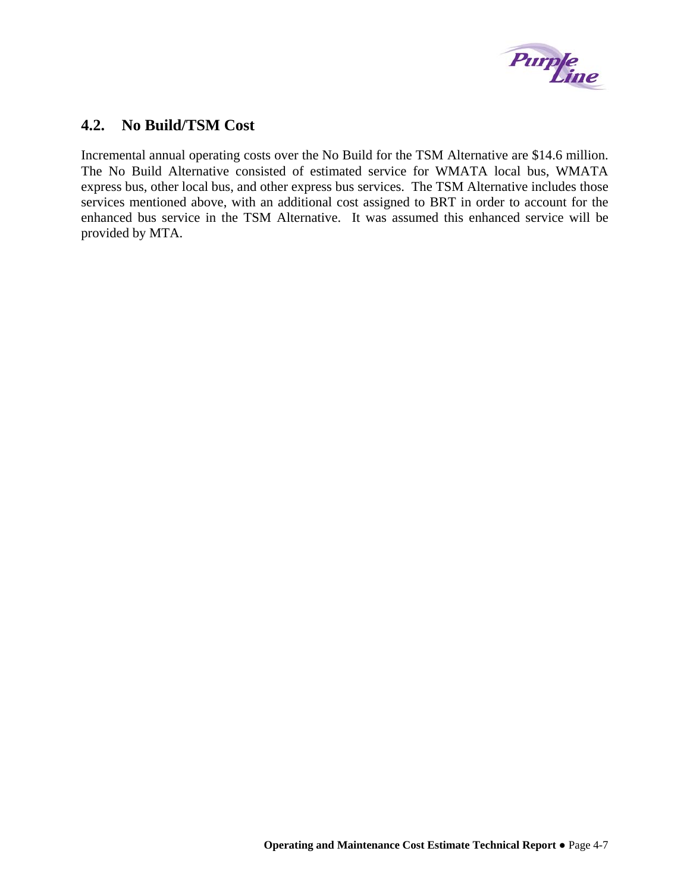## 4.2. No Build/TSM Cost

Incremental annual operating costs over the No Build for the TSM Alternative are $14.6 million. The No Build Alternative consisted of estimated service for WMATA local bus, WMATA express bus, other local bus, and other express bus services. The TSM Alternative includes those services mentioned above, with an additional cost assigned to BRT in order to account for the enhanced bus service in the TSM Alternative. It was assumed this enhanced service will be provided by MTA.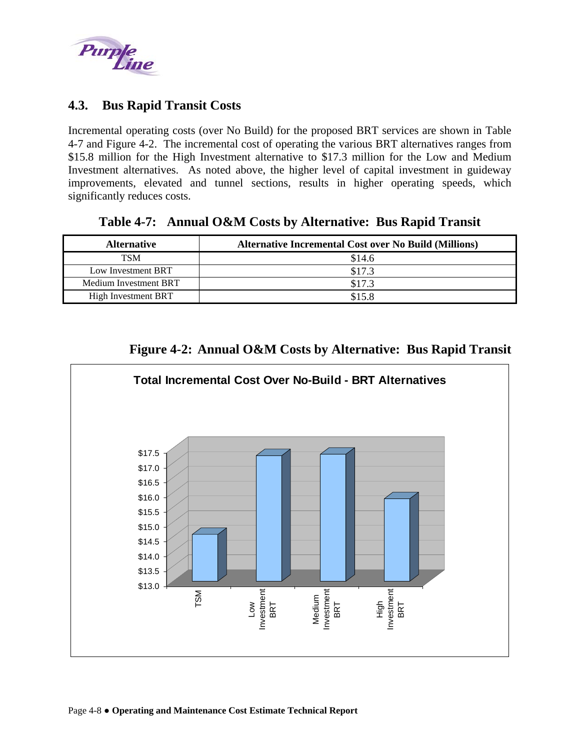## 4.3. Bus Rapid Transit Costs

Incremental operating costs (over No Build) for the proposed BRT services are shown in Table 4-7 and Figure 4-2. The incremental cost of operating the various BRT alternatives ranges from \$15.8 million for the High Investment alternative to \$17.3 million for the Low and Medium Investment alternatives. As noted above, the higher level of capital investment in guideway improvements, elevated and tunnel sections, results in higher operating speeds, which significantly reduces costs.

**Table 4-7: Annual O&M Costs by Alternative: Bus Rapid Transit**

| Alternative | Alternative Incremental Cost over No Build (Millions) |
|---|---|
| TSM | \$14.6 |
| Low Investment BRT | \$17.3 |
| Medium Investment BRT | \$17.3 |
| High Investment BRT | \$15.8 |

**Figure 4-2: Annual O&M Costs by Alternative: Bus Rapid Transit**

Total Incremental Cost Over No-Build - BRT Alternatives

| Alternative | Cost (Millions) |
|---|---|
| TSM | \$14.6 |
| Low Investment BRT | \$17.3 |
| Medium Investment BRT | \$17.3 |
| High Investment BRT | \$15.8 |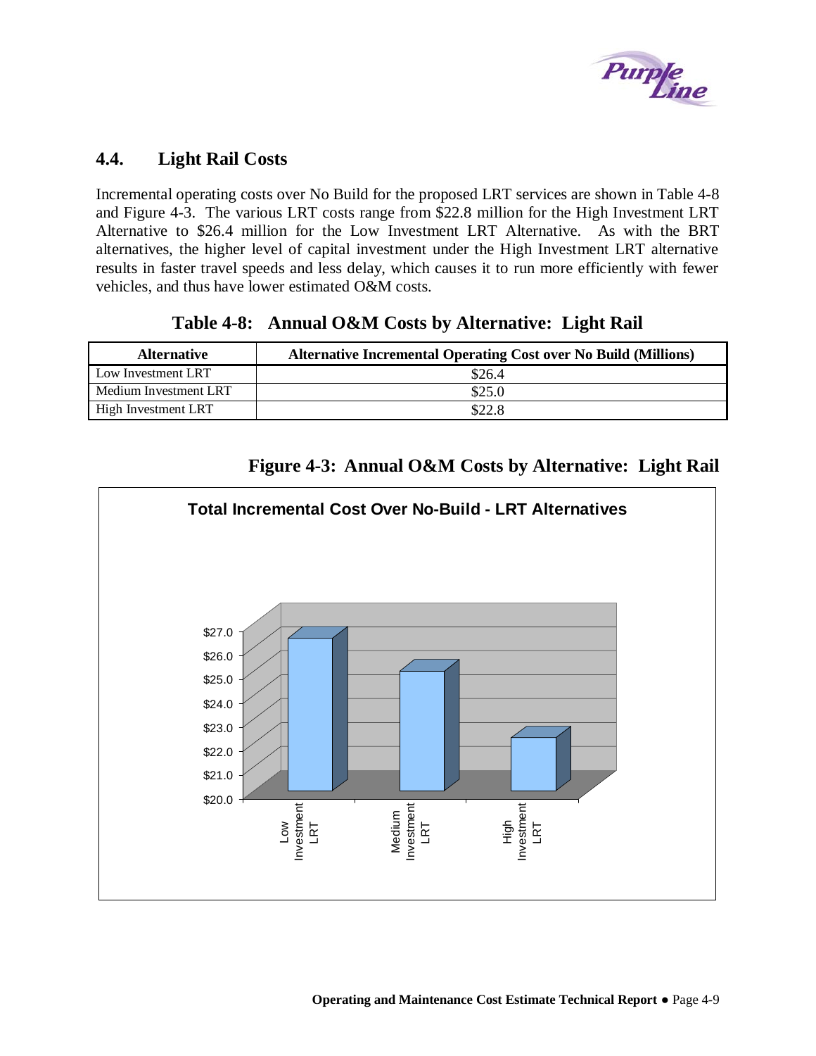## 4.4. Light Rail Costs

Incremental operating costs over No Build for the proposed LRT services are shown in Table 4-8 and Figure 4-3. The various LRT costs range from $22.8 million for the High Investment LRT Alternative to $26.4 million for the Low Investment LRT Alternative. As with the BRT alternatives, the higher level of capital investment under the High Investment LRT alternative results in faster travel speeds and less delay, which causes it to run more efficiently with fewer vehicles, and thus have lower estimated O&M costs.

**Table 4-8: Annual O&M Costs by Alternative: Light Rail**

| Alternative | Alternative Incremental Operating Cost over No Build (Millions) |
|---|---|
| Low Investment LRT | $26.4 |
| Medium Investment LRT | $25.0 |
| High Investment LRT | $22.8 |

**Figure 4-3: Annual O&M Costs by Alternative: Light Rail**

Total Incremental Cost Over No-Build - LRT Alternatives

| Alternative | Cost (Millions) |
|---|---|
| Low Investment LRT | $26.4 |
| Medium Investment LRT | $25.0 |
| High Investment LRT | $22.8 |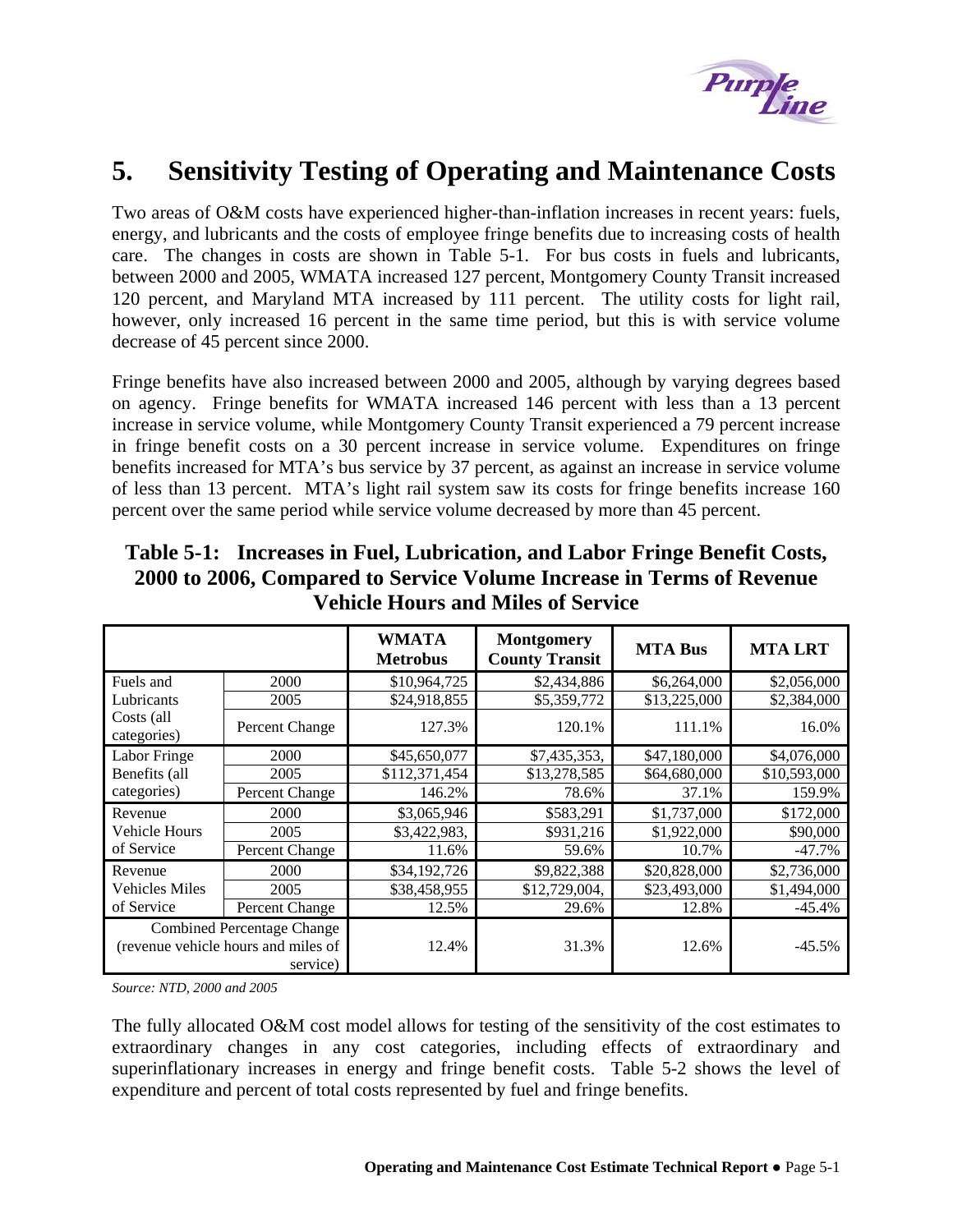# 5. Sensitivity Testing of Operating and Maintenance Costs

Two areas of O&M costs have experienced higher-than-inflation increases in recent years: fuels, energy, and lubricants and the costs of employee fringe benefits due to increasing costs of health care. The changes in costs are shown in Table 5-1. For bus costs in fuels and lubricants, between 2000 and 2005, WMATA increased 127 percent, Montgomery County Transit increased 120 percent, and Maryland MTA increased by 111 percent. The utility costs for light rail, however, only increased 16 percent in the same time period, but this is with service volume decrease of 45 percent since 2000.

Fringe benefits have also increased between 2000 and 2005, although by varying degrees based on agency. Fringe benefits for WMATA increased 146 percent with less than a 13 percent increase in service volume, while Montgomery County Transit experienced a 79 percent increase in fringe benefit costs on a 30 percent increase in service volume. Expenditures on fringe benefits increased for MTA's bus service by 37 percent, as against an increase in service volume of less than 13 percent. MTA's light rail system saw its costs for fringe benefits increase 160 percent over the same period while service volume decreased by more than 45 percent.

## Table 5-1: Increases in Fuel, Lubrication, and Labor Fringe Benefit Costs, 2000 to 2006, Compared to Service Volume Increase in Terms of Revenue Vehicle Hours and Miles of Service

| | | WMATA Metrobus | Montgomery County Transit | MTA Bus | MTA LRT |
|---|---|---|---|---|---|
| Fuels and Lubricants Costs (all categories) | 2000 | $10,964,725 | $2,434,886 | $6,264,000 | $2,056,000 |
| | 2005 | $24,918,855 | $5,359,772 | $13,225,000 | $2,384,000 |
| | Percent Change | 127.3% | 120.1% | 111.1% | 16.0% |
| Labor Fringe Benefits (all categories) | 2000 | $45,650,077 | $7,435,353, | $47,180,000 | $4,076,000 |
| | 2005 | $112,371,454 | $13,278,585 | $64,680,000 | $10,593,000 |
| | Percent Change | 146.2% | 78.6% | 37.1% | 159.9% |
| Revenue Vehicle Hours of Service | 2000 | $3,065,946 | $583,291 | $1,737,000 | $172,000 |
| | 2005 | $3,422,983, | $931,216 | $1,922,000 | $90,000 |
| | Percent Change | 11.6% | 59.6% | 10.7% | -47.7% |
| Revenue Vehicles Miles of Service | 2000 | $34,192,726 | $9,822,388 | $20,828,000 | $2,736,000 |
| | 2005 | $38,458,955 | $12,729,004, | $23,493,000 | $1,494,000 |
| | Percent Change | 12.5% | 29.6% | 12.8% | -45.4% |
| Combined Percentage Change (revenue vehicle hours and miles of service) | | 12.4% | 31.3% | 12.6% | -45.5% |

*Source: NTD, 2000 and 2005*

The fully allocated O&M cost model allows for testing of the sensitivity of the cost estimates to extraordinary changes in any cost categories, including effects of extraordinary and superinflationary increases in energy and fringe benefit costs. Table 5-2 shows the level of expenditure and percent of total costs represented by fuel and fringe benefits.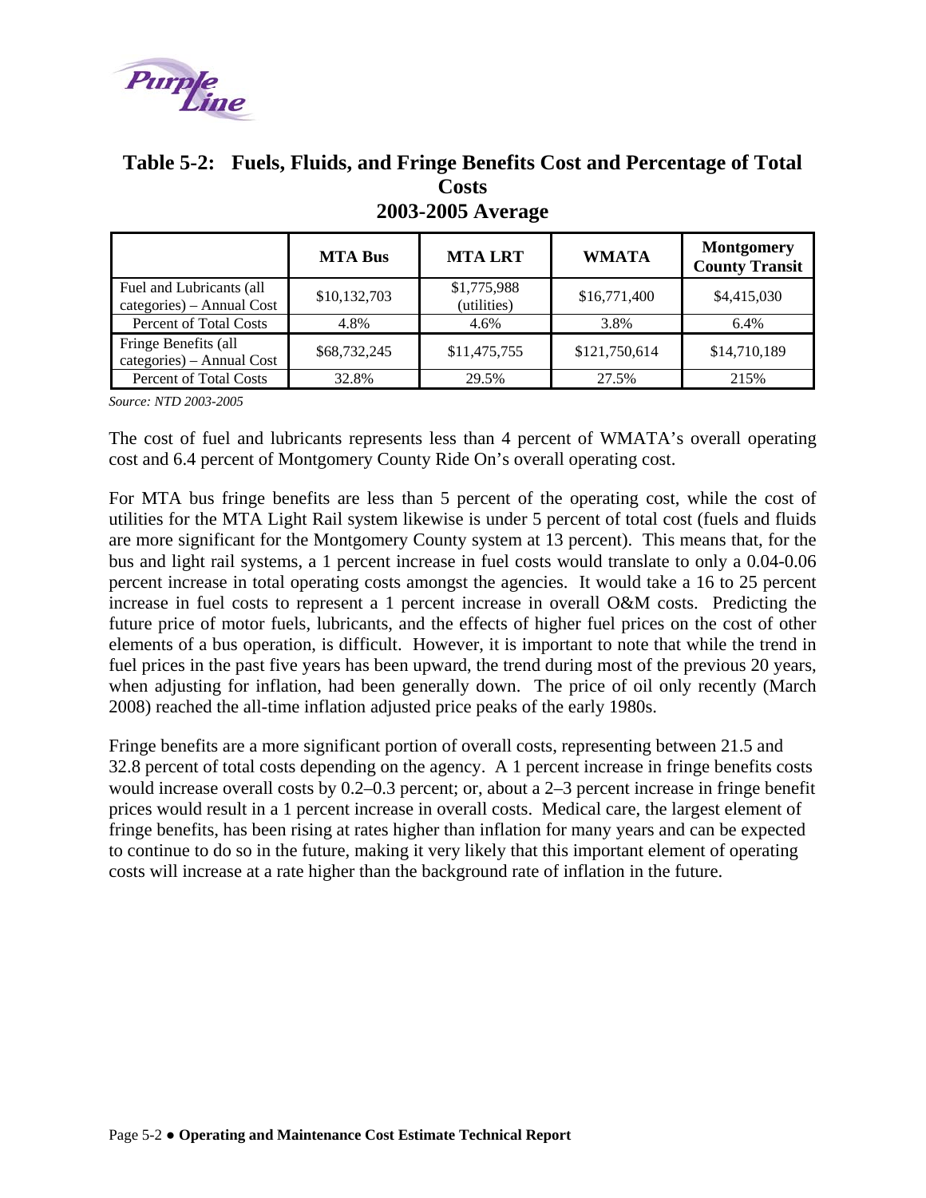## Table 5-2: Fuels, Fluids, and Fringe Benefits Cost and Percentage of Total Costs 2003-2005 Average

| | MTA Bus | MTA LRT | WMATA | Montgomery County Transit |
|---|---|---|---|---|
| Fuel and Lubricants (all categories) – Annual Cost | $10,132,703 | $1,775,988 (utilities) | $16,771,400 | $4,415,030 |
| Percent of Total Costs | 4.8% | 4.6% | 3.8% | 6.4% |
| Fringe Benefits (all categories) – Annual Cost | $68,732,245 | $11,475,755 | $121,750,614 | $14,710,189 |
| Percent of Total Costs | 32.8% | 29.5% | 27.5% | 215% |

*Source: NTD 2003-2005*

The cost of fuel and lubricants represents less than 4 percent of WMATA's overall operating cost and 6.4 percent of Montgomery County Ride On's overall operating cost.

For MTA bus fringe benefits are less than 5 percent of the operating cost, while the cost of utilities for the MTA Light Rail system likewise is under 5 percent of total cost (fuels and fluids are more significant for the Montgomery County system at 13 percent). This means that, for the bus and light rail systems, a 1 percent increase in fuel costs would translate to only a 0.04-0.06 percent increase in total operating costs amongst the agencies. It would take a 16 to 25 percent increase in fuel costs to represent a 1 percent increase in overall O&M costs. Predicting the future price of motor fuels, lubricants, and the effects of higher fuel prices on the cost of other elements of a bus operation, is difficult. However, it is important to note that while the trend in fuel prices in the past five years has been upward, the trend during most of the previous 20 years, when adjusting for inflation, had been generally down. The price of oil only recently (March 2008) reached the all-time inflation adjusted price peaks of the early 1980s.

Fringe benefits are a more significant portion of overall costs, representing between 21.5 and 32.8 percent of total costs depending on the agency. A 1 percent increase in fringe benefits costs would increase overall costs by 0.2–0.3 percent; or, about a 2–3 percent increase in fringe benefit prices would result in a 1 percent increase in overall costs. Medical care, the largest element of fringe benefits, has been rising at rates higher than inflation for many years and can be expected to continue to do so in the future, making it very likely that this important element of operating costs will increase at a rate higher than the background rate of inflation in the future.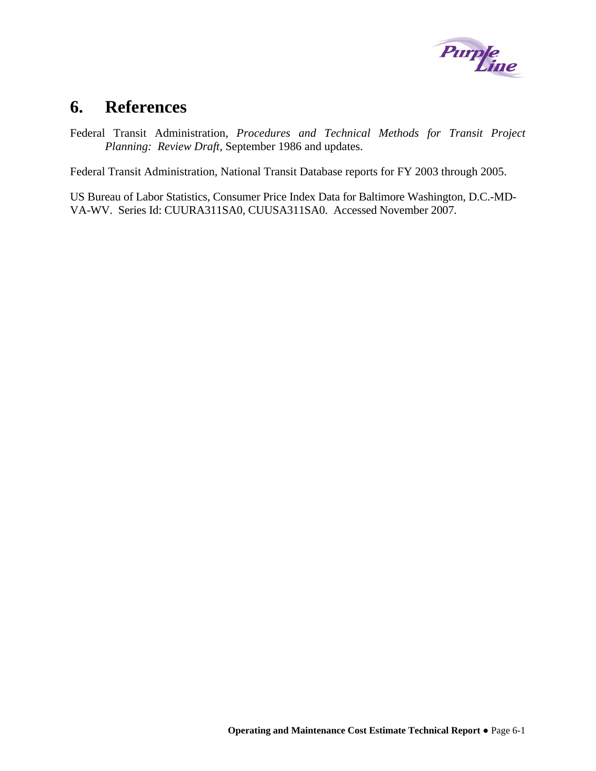# 6. References

Federal Transit Administration, *Procedures and Technical Methods for Transit Project Planning: Review Draft*, September 1986 and updates.

Federal Transit Administration, National Transit Database reports for FY 2003 through 2005.

US Bureau of Labor Statistics, Consumer Price Index Data for Baltimore Washington, D.C.-MD-VA-WV. Series Id: CUURA311SA0, CUUSA311SA0. Accessed November 2007.